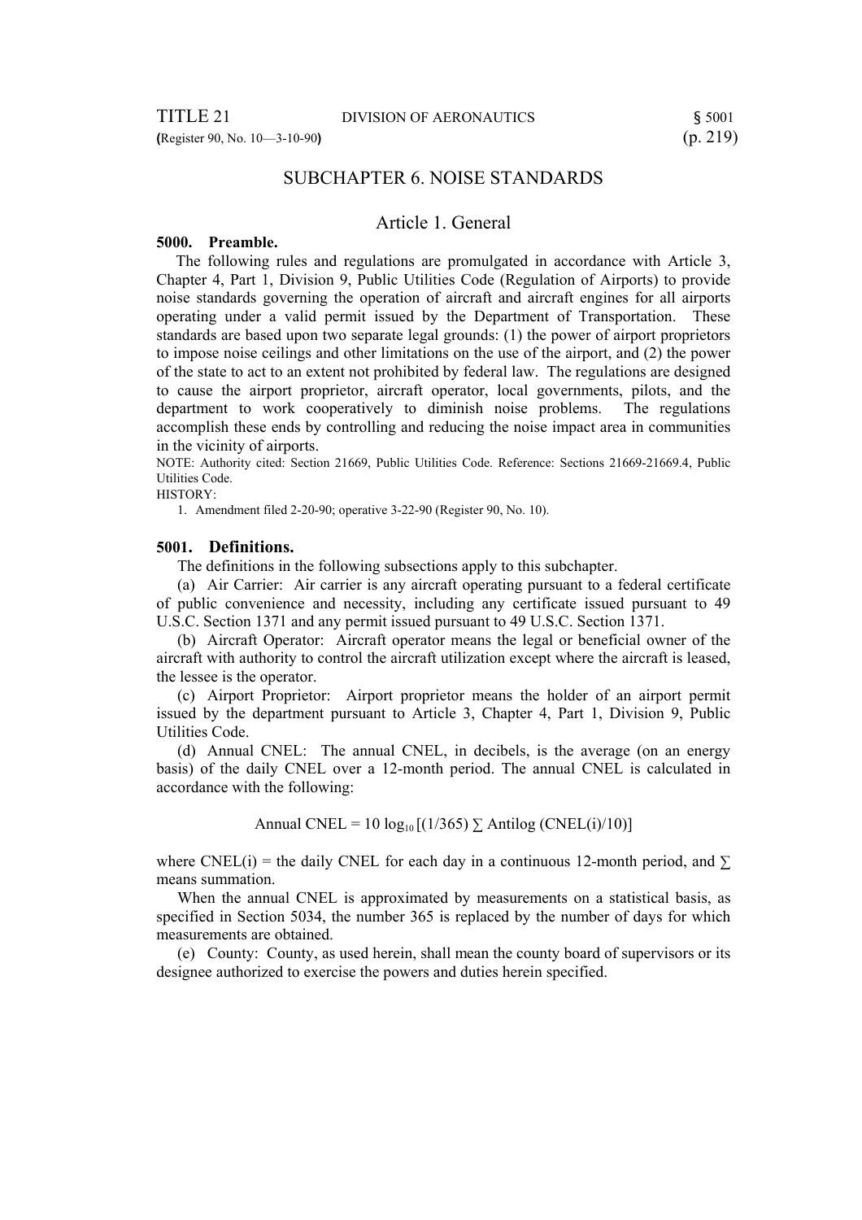## SUBCHAPTER 6. NOISE STANDARDS

### Article 1. General

**5000. Preamble.**

The following rules and regulations are promulgated in accordance with Article 3, Chapter 4, Part 1, Division 9, Public Utilities Code (Regulation of Airports) to provide noise standards governing the operation of aircraft and aircraft engines for all airports operating under a valid permit issued by the Department of Transportation. These standards are based upon two separate legal grounds: (1) the power of airport proprietors to impose noise ceilings and other limitations on the use of the airport, and (2) the power of the state to act to an extent not prohibited by federal law. The regulations are designed to cause the airport proprietor, aircraft operator, local governments, pilots, and the department to work cooperatively to diminish noise problems. The regulations accomplish these ends by controlling and reducing the noise impact area in communities in the vicinity of airports.

NOTE: Authority cited: Section 21669, Public Utilities Code. Reference: Sections 21669-21669.4, Public Utilities Code.

HISTORY:

1. Amendment filed 2-20-90; operative 3-22-90 (Register 90, No. 10).

**5001. Definitions.**

The definitions in the following subsections apply to this subchapter.

(a) Air Carrier: Air carrier is any aircraft operating pursuant to a federal certificate of public convenience and necessity, including any certificate issued pursuant to 49 U.S.C. Section 1371 and any permit issued pursuant to 49 U.S.C. Section 1371.

(b) Aircraft Operator: Aircraft operator means the legal or beneficial owner of the aircraft with authority to control the aircraft utilization except where the aircraft is leased, the lessee is the operator.

(c) Airport Proprietor: Airport proprietor means the holder of an airport permit issued by the department pursuant to Article 3, Chapter 4, Part 1, Division 9, Public Utilities Code.

(d) Annual CNEL: The annual CNEL, in decibels, is the average (on an energy basis) of the daily CNEL over a 12-month period. The annual CNEL is calculated in accordance with the following:

$$\text{Annual CNEL} = 10 \log_{10} [(1/365) \sum \text{Antilog} (\text{CNEL(i)}/10)]$$

where CNEL(i) = the daily CNEL for each day in a continuous 12-month period, and $\sum$ means summation.

When the annual CNEL is approximated by measurements on a statistical basis, as specified in Section 5034, the number 365 is replaced by the number of days for which measurements are obtained.

(e) County: County, as used herein, shall mean the county board of supervisors or its designee authorized to exercise the powers and duties herein specified.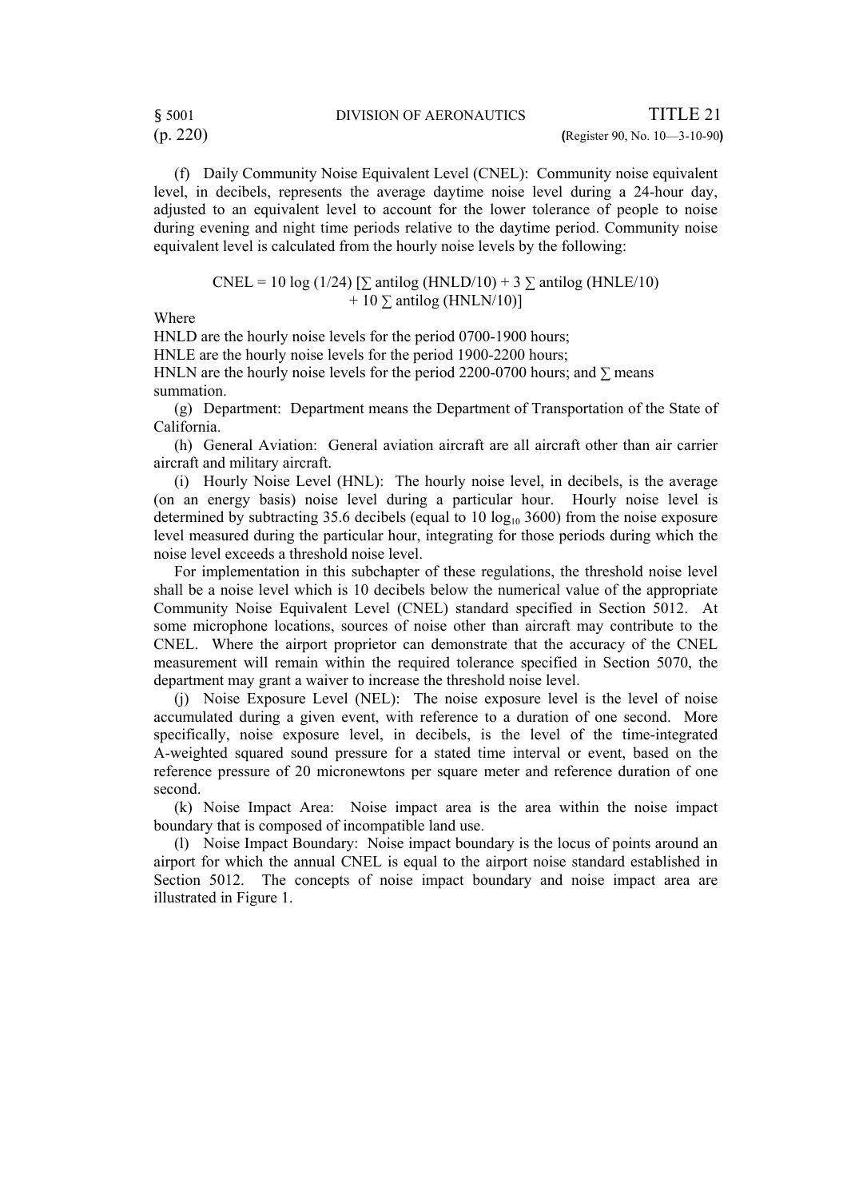(f) Daily Community Noise Equivalent Level (CNEL): Community noise equivalent level, in decibels, represents the average daytime noise level during a 24-hour day, adjusted to an equivalent level to account for the lower tolerance of people to noise during evening and night time periods relative to the daytime period. Community noise equivalent level is calculated from the hourly noise levels by the following:

$$\text{CNEL} = 10 \log (1/24) [\sum \text{antilog} (\text{HNLD}/10) + 3 \sum \text{antilog} (\text{HNLE}/10) + 10 \sum \text{antilog} (\text{HNLN}/10)]$$

Where

HNLD are the hourly noise levels for the period 0700-1900 hours;

HNLE are the hourly noise levels for the period 1900-2200 hours;

HNLN are the hourly noise levels for the period 2200-0700 hours; and ∑ means summation.

(g) Department: Department means the Department of Transportation of the State of California.

(h) General Aviation: General aviation aircraft are all aircraft other than air carrier aircraft and military aircraft.

(i) Hourly Noise Level (HNL): The hourly noise level, in decibels, is the average (on an energy basis) noise level during a particular hour. Hourly noise level is determined by subtracting 35.6 decibels (equal to $10 \log_{10} 3600$) from the noise exposure level measured during the particular hour, integrating for those periods during which the noise level exceeds a threshold noise level.

For implementation in this subchapter of these regulations, the threshold noise level shall be a noise level which is 10 decibels below the numerical value of the appropriate Community Noise Equivalent Level (CNEL) standard specified in Section 5012. At some microphone locations, sources of noise other than aircraft may contribute to the CNEL. Where the airport proprietor can demonstrate that the accuracy of the CNEL measurement will remain within the required tolerance specified in Section 5070, the department may grant a waiver to increase the threshold noise level.

(j) Noise Exposure Level (NEL): The noise exposure level is the level of noise accumulated during a given event, with reference to a duration of one second. More specifically, noise exposure level, in decibels, is the level of the time-integrated A-weighted squared sound pressure for a stated time interval or event, based on the reference pressure of 20 micronewtons per square meter and reference duration of one second.

(k) Noise Impact Area: Noise impact area is the area within the noise impact boundary that is composed of incompatible land use.

(l) Noise Impact Boundary: Noise impact boundary is the locus of points around an airport for which the annual CNEL is equal to the airport noise standard established in Section 5012. The concepts of noise impact boundary and noise impact area are illustrated in Figure 1.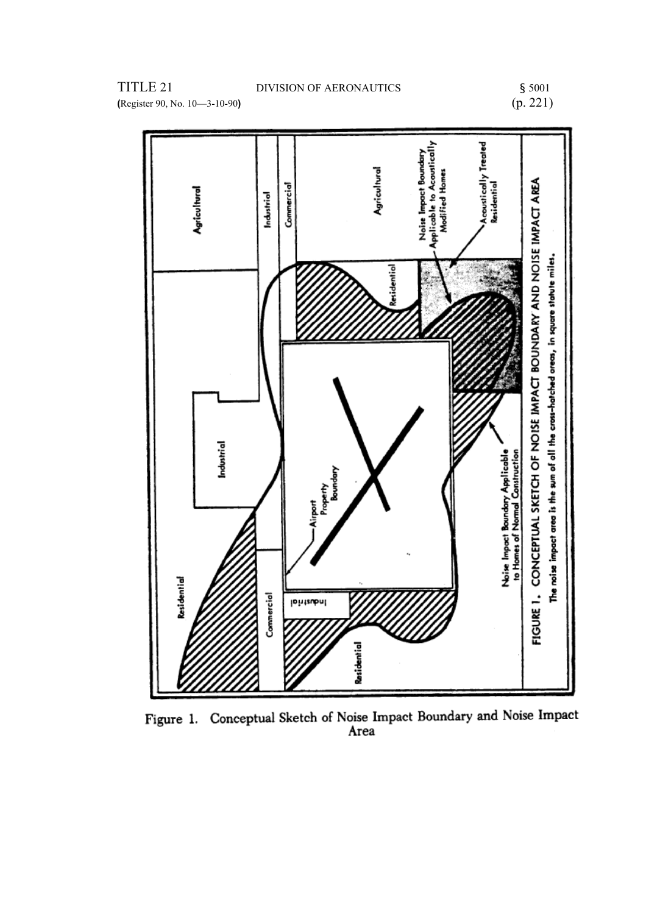Figure 1. Conceptual Sketch of Noise Impact Boundary and Noise Impact Area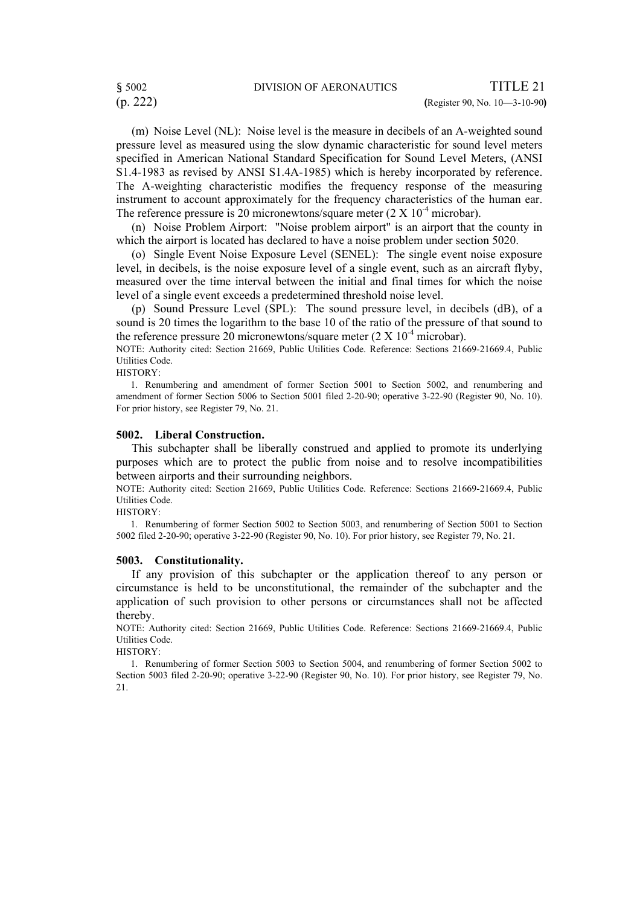(m) Noise Level (NL): Noise level is the measure in decibels of an A-weighted sound pressure level as measured using the slow dynamic characteristic for sound level meters specified in American National Standard Specification for Sound Level Meters, (ANSI S1.4-1983 as revised by ANSI S1.4A-1985) which is hereby incorporated by reference. The A-weighting characteristic modifies the frequency response of the measuring instrument to account approximately for the frequency characteristics of the human ear. The reference pressure is 20 micronewtons/square meter ($2 \times 10^{-4}$ microbar).

(n) Noise Problem Airport: "Noise problem airport" is an airport that the county in which the airport is located has declared to have a noise problem under section 5020.

(o) Single Event Noise Exposure Level (SENEL): The single event noise exposure level, in decibels, is the noise exposure level of a single event, such as an aircraft flyby, measured over the time interval between the initial and final times for which the noise level of a single event exceeds a predetermined threshold noise level.

(p) Sound Pressure Level (SPL): The sound pressure level, in decibels (dB), of a sound is 20 times the logarithm to the base 10 of the ratio of the pressure of that sound to the reference pressure 20 micronewtons/square meter ($2 \times 10^{-4}$ microbar).

NOTE: Authority cited: Section 21669, Public Utilities Code. Reference: Sections 21669-21669.4, Public Utilities Code.

HISTORY:

1. Renumbering and amendment of former Section 5001 to Section 5002, and renumbering and amendment of former Section 5006 to Section 5001 filed 2-20-90; operative 3-22-90 (Register 90, No. 10). For prior history, see Register 79, No. 21.

### 5002. Liberal Construction.

This subchapter shall be liberally construed and applied to promote its underlying purposes which are to protect the public from noise and to resolve incompatibilities between airports and their surrounding neighbors.

NOTE: Authority cited: Section 21669, Public Utilities Code. Reference: Sections 21669-21669.4, Public Utilities Code.

HISTORY:

1. Renumbering of former Section 5002 to Section 5003, and renumbering of Section 5001 to Section 5002 filed 2-20-90; operative 3-22-90 (Register 90, No. 10). For prior history, see Register 79, No. 21.

### 5003. Constitutionality.

If any provision of this subchapter or the application thereof to any person or circumstance is held to be unconstitutional, the remainder of the subchapter and the application of such provision to other persons or circumstances shall not be affected thereby.

NOTE: Authority cited: Section 21669, Public Utilities Code. Reference: Sections 21669-21669.4, Public Utilities Code.

HISTORY:

1. Renumbering of former Section 5003 to Section 5004, and renumbering of former Section 5002 to Section 5003 filed 2-20-90; operative 3-22-90 (Register 90, No. 10). For prior history, see Register 79, No. 21.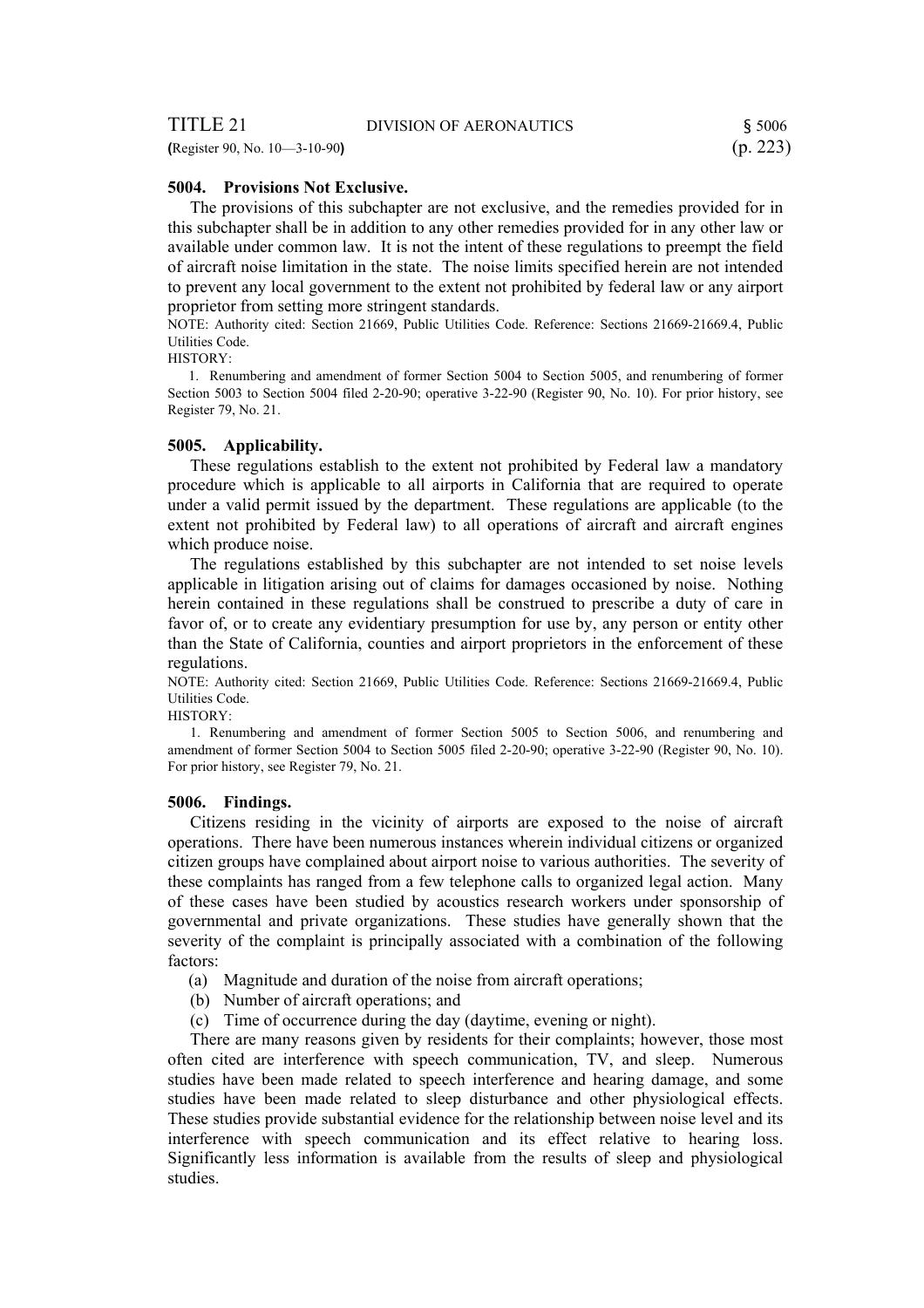### 5004. Provisions Not Exclusive.

The provisions of this subchapter are not exclusive, and the remedies provided for in this subchapter shall be in addition to any other remedies provided for in any other law or available under common law. It is not the intent of these regulations to preempt the field of aircraft noise limitation in the state. The noise limits specified herein are not intended to prevent any local government to the extent not prohibited by federal law or any airport proprietor from setting more stringent standards.

NOTE: Authority cited: Section 21669, Public Utilities Code. Reference: Sections 21669-21669.4, Public Utilities Code.

HISTORY:

1. Renumbering and amendment of former Section 5004 to Section 5005, and renumbering of former Section 5003 to Section 5004 filed 2-20-90; operative 3-22-90 (Register 90, No. 10). For prior history, see Register 79, No. 21.

### 5005. Applicability.

These regulations establish to the extent not prohibited by Federal law a mandatory procedure which is applicable to all airports in California that are required to operate under a valid permit issued by the department. These regulations are applicable (to the extent not prohibited by Federal law) to all operations of aircraft and aircraft engines which produce noise.

The regulations established by this subchapter are not intended to set noise levels applicable in litigation arising out of claims for damages occasioned by noise. Nothing herein contained in these regulations shall be construed to prescribe a duty of care in favor of, or to create any evidentiary presumption for use by, any person or entity other than the State of California, counties and airport proprietors in the enforcement of these regulations.

NOTE: Authority cited: Section 21669, Public Utilities Code. Reference: Sections 21669-21669.4, Public Utilities Code.

HISTORY:

1. Renumbering and amendment of former Section 5005 to Section 5006, and renumbering and amendment of former Section 5004 to Section 5005 filed 2-20-90; operative 3-22-90 (Register 90, No. 10). For prior history, see Register 79, No. 21.

### 5006. Findings.

Citizens residing in the vicinity of airports are exposed to the noise of aircraft operations. There have been numerous instances wherein individual citizens or organized citizen groups have complained about airport noise to various authorities. The severity of these complaints has ranged from a few telephone calls to organized legal action. Many of these cases have been studied by acoustics research workers under sponsorship of governmental and private organizations. These studies have generally shown that the severity of the complaint is principally associated with a combination of the following factors:

(a) Magnitude and duration of the noise from aircraft operations;

(b) Number of aircraft operations; and

(c) Time of occurrence during the day (daytime, evening or night).

There are many reasons given by residents for their complaints; however, those most often cited are interference with speech communication, TV, and sleep. Numerous studies have been made related to speech interference and hearing damage, and some studies have been made related to sleep disturbance and other physiological effects. These studies provide substantial evidence for the relationship between noise level and its interference with speech communication and its effect relative to hearing loss. Significantly less information is available from the results of sleep and physiological studies.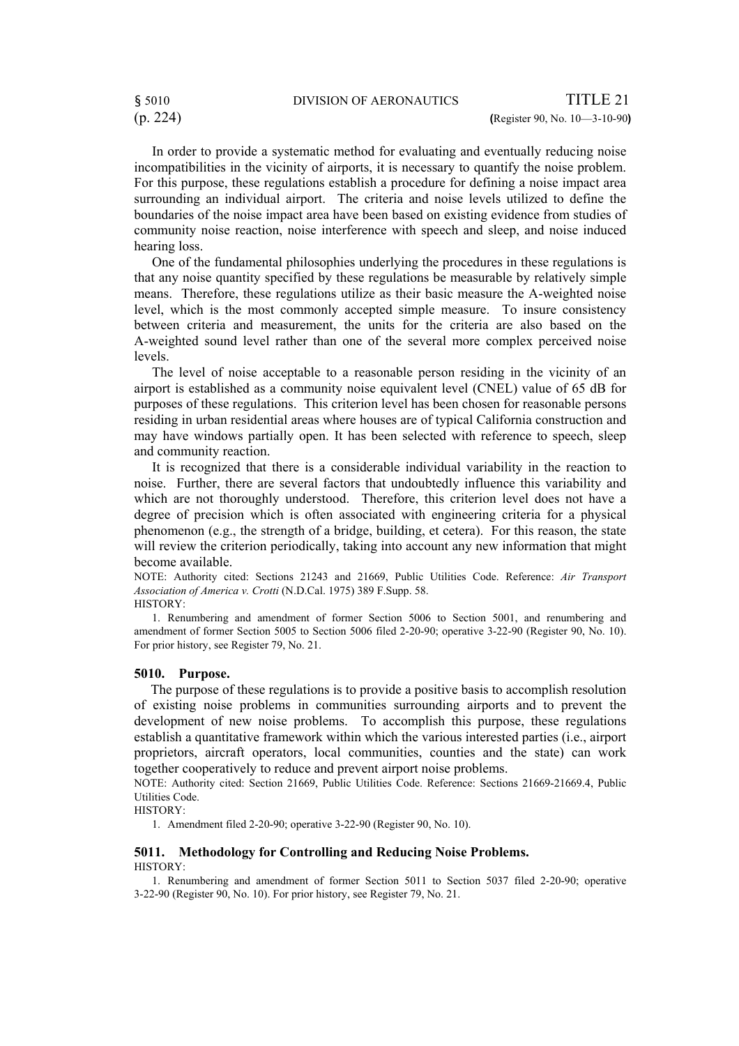In order to provide a systematic method for evaluating and eventually reducing noise incompatibilities in the vicinity of airports, it is necessary to quantify the noise problem. For this purpose, these regulations establish a procedure for defining a noise impact area surrounding an individual airport. The criteria and noise levels utilized to define the boundaries of the noise impact area have been based on existing evidence from studies of community noise reaction, noise interference with speech and sleep, and noise induced hearing loss.

One of the fundamental philosophies underlying the procedures in these regulations is that any noise quantity specified by these regulations be measurable by relatively simple means. Therefore, these regulations utilize as their basic measure the A-weighted noise level, which is the most commonly accepted simple measure. To insure consistency between criteria and measurement, the units for the criteria are also based on the A-weighted sound level rather than one of the several more complex perceived noise levels.

The level of noise acceptable to a reasonable person residing in the vicinity of an airport is established as a community noise equivalent level (CNEL) value of 65 dB for purposes of these regulations. This criterion level has been chosen for reasonable persons residing in urban residential areas where houses are of typical California construction and may have windows partially open. It has been selected with reference to speech, sleep and community reaction.

It is recognized that there is a considerable individual variability in the reaction to noise. Further, there are several factors that undoubtedly influence this variability and which are not thoroughly understood. Therefore, this criterion level does not have a degree of precision which is often associated with engineering criteria for a physical phenomenon (e.g., the strength of a bridge, building, et cetera). For this reason, the state will review the criterion periodically, taking into account any new information that might become available.

NOTE: Authority cited: Sections 21243 and 21669, Public Utilities Code. Reference: *Air Transport Association of America v. Crotti* (N.D.Cal. 1975) 389 F.Supp. 58.

HISTORY:

1. Renumbering and amendment of former Section 5006 to Section 5001, and renumbering and amendment of former Section 5005 to Section 5006 filed 2-20-90; operative 3-22-90 (Register 90, No. 10). For prior history, see Register 79, No. 21.

### 5010. Purpose.

The purpose of these regulations is to provide a positive basis to accomplish resolution of existing noise problems in communities surrounding airports and to prevent the development of new noise problems. To accomplish this purpose, these regulations establish a quantitative framework within which the various interested parties (i.e., airport proprietors, aircraft operators, local communities, counties and the state) can work together cooperatively to reduce and prevent airport noise problems.

NOTE: Authority cited: Section 21669, Public Utilities Code. Reference: Sections 21669-21669.4, Public Utilities Code.

HISTORY:

1. Amendment filed 2-20-90; operative 3-22-90 (Register 90, No. 10).

### 5011. Methodology for Controlling and Reducing Noise Problems.

HISTORY:

1. Renumbering and amendment of former Section 5011 to Section 5037 filed 2-20-90; operative 3-22-90 (Register 90, No. 10). For prior history, see Register 79, No. 21.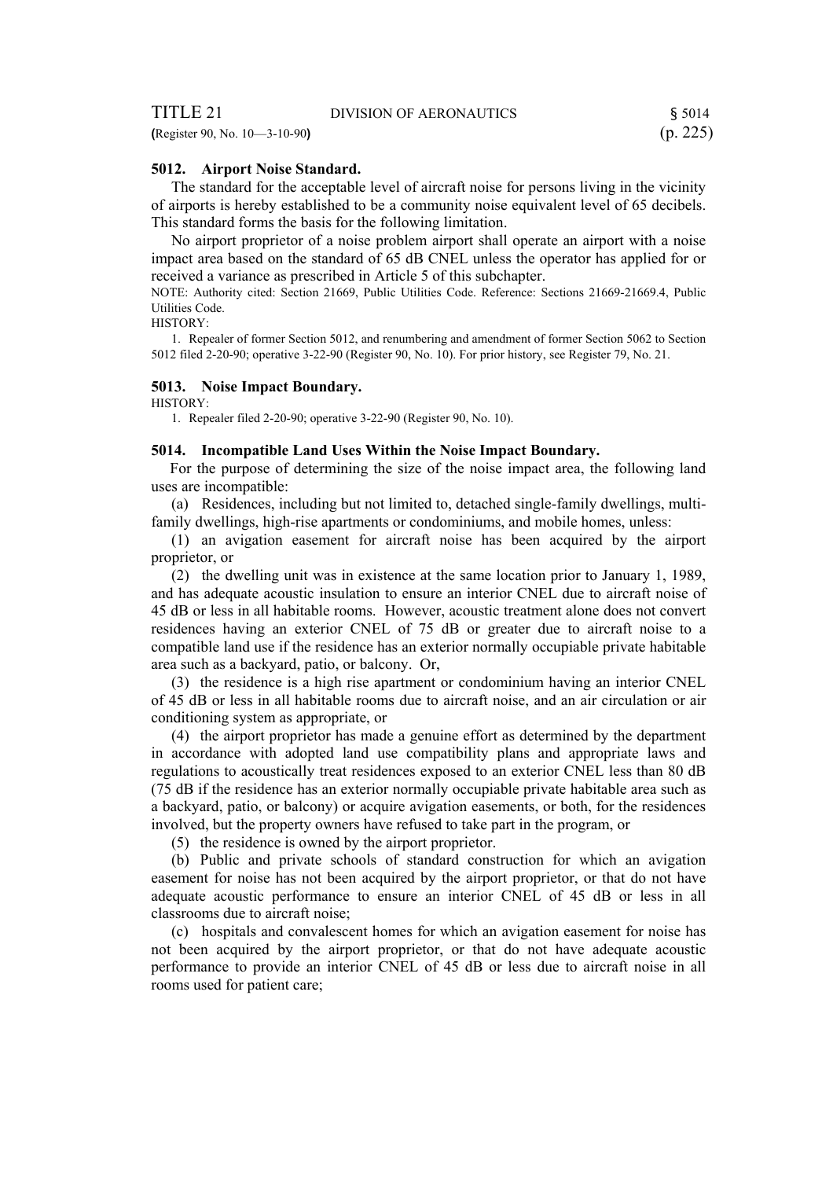### 5012. Airport Noise Standard.

The standard for the acceptable level of aircraft noise for persons living in the vicinity of airports is hereby established to be a community noise equivalent level of 65 decibels. This standard forms the basis for the following limitation.

No airport proprietor of a noise problem airport shall operate an airport with a noise impact area based on the standard of 65 dB CNEL unless the operator has applied for or received a variance as prescribed in Article 5 of this subchapter.

NOTE: Authority cited: Section 21669, Public Utilities Code. Reference: Sections 21669-21669.4, Public Utilities Code.

HISTORY:

1. Repealer of former Section 5012, and renumbering and amendment of former Section 5062 to Section 5012 filed 2-20-90; operative 3-22-90 (Register 90, No. 10). For prior history, see Register 79, No. 21.

### 5013. Noise Impact Boundary.

HISTORY:

1. Repealer filed 2-20-90; operative 3-22-90 (Register 90, No. 10).

### 5014. Incompatible Land Uses Within the Noise Impact Boundary.

For the purpose of determining the size of the noise impact area, the following land uses are incompatible:

(a) Residences, including but not limited to, detached single-family dwellings, multi-family dwellings, high-rise apartments or condominiums, and mobile homes, unless:

(1) an avigation easement for aircraft noise has been acquired by the airport proprietor, or

(2) the dwelling unit was in existence at the same location prior to January 1, 1989, and has adequate acoustic insulation to ensure an interior CNEL due to aircraft noise of 45 dB or less in all habitable rooms. However, acoustic treatment alone does not convert residences having an exterior CNEL of 75 dB or greater due to aircraft noise to a compatible land use if the residence has an exterior normally occupiable private habitable area such as a backyard, patio, or balcony. Or,

(3) the residence is a high rise apartment or condominium having an interior CNEL of 45 dB or less in all habitable rooms due to aircraft noise, and an air circulation or air conditioning system as appropriate, or

(4) the airport proprietor has made a genuine effort as determined by the department in accordance with adopted land use compatibility plans and appropriate laws and regulations to acoustically treat residences exposed to an exterior CNEL less than 80 dB (75 dB if the residence has an exterior normally occupiable private habitable area such as a backyard, patio, or balcony) or acquire avigation easements, or both, for the residences involved, but the property owners have refused to take part in the program, or

(5) the residence is owned by the airport proprietor.

(b) Public and private schools of standard construction for which an avigation easement for noise has not been acquired by the airport proprietor, or that do not have adequate acoustic performance to ensure an interior CNEL of 45 dB or less in all classrooms due to aircraft noise;

(c) hospitals and convalescent homes for which an avigation easement for noise has not been acquired by the airport proprietor, or that do not have adequate acoustic performance to provide an interior CNEL of 45 dB or less due to aircraft noise in all rooms used for patient care;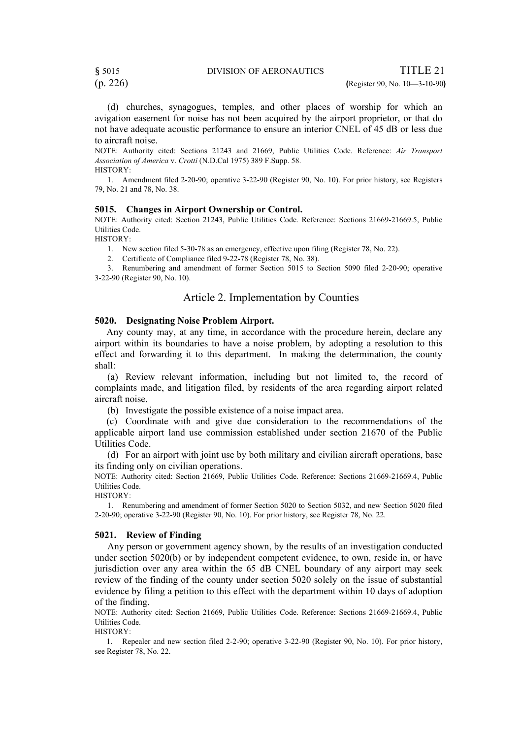(d) churches, synagogues, temples, and other places of worship for which an avigation easement for noise has not been acquired by the airport proprietor, or that do not have adequate acoustic performance to ensure an interior CNEL of 45 dB or less due to aircraft noise.

NOTE: Authority cited: Sections 21243 and 21669, Public Utilities Code. Reference: *Air Transport Association of America* v. *Crotti* (N.D.Cal 1975) 389 F.Supp. 58.

HISTORY:

1. Amendment filed 2-20-90; operative 3-22-90 (Register 90, No. 10). For prior history, see Registers 79, No. 21 and 78, No. 38.

### 5015. Changes in Airport Ownership or Control.

NOTE: Authority cited: Section 21243, Public Utilities Code. Reference: Sections 21669-21669.5, Public Utilities Code.

HISTORY:

1. New section filed 5-30-78 as an emergency, effective upon filing (Register 78, No. 22).
2. Certificate of Compliance filed 9-22-78 (Register 78, No. 38).
3. Renumbering and amendment of former Section 5015 to Section 5090 filed 2-20-90; operative 3-22-90 (Register 90, No. 10).

## Article 2. Implementation by Counties

### 5020. Designating Noise Problem Airport.

Any county may, at any time, in accordance with the procedure herein, declare any airport within its boundaries to have a noise problem, by adopting a resolution to this effect and forwarding it to this department. In making the determination, the county shall:

(a) Review relevant information, including but not limited to, the record of complaints made, and litigation filed, by residents of the area regarding airport related aircraft noise.

(b) Investigate the possible existence of a noise impact area.

(c) Coordinate with and give due consideration to the recommendations of the applicable airport land use commission established under section 21670 of the Public Utilities Code.

(d) For an airport with joint use by both military and civilian aircraft operations, base its finding only on civilian operations.

NOTE: Authority cited: Section 21669, Public Utilities Code. Reference: Sections 21669-21669.4, Public Utilities Code.

HISTORY:

1. Renumbering and amendment of former Section 5020 to Section 5032, and new Section 5020 filed 2-20-90; operative 3-22-90 (Register 90, No. 10). For prior history, see Register 78, No. 22.

### 5021. Review of Finding

Any person or government agency shown, by the results of an investigation conducted under section 5020(b) or by independent competent evidence, to own, reside in, or have jurisdiction over any area within the 65 dB CNEL boundary of any airport may seek review of the finding of the county under section 5020 solely on the issue of substantial evidence by filing a petition to this effect with the department within 10 days of adoption of the finding.

NOTE: Authority cited: Section 21669, Public Utilities Code. Reference: Sections 21669-21669.4, Public Utilities Code.

HISTORY:

1. Repealer and new section filed 2-2-90; operative 3-22-90 (Register 90, No. 10). For prior history, see Register 78, No. 22.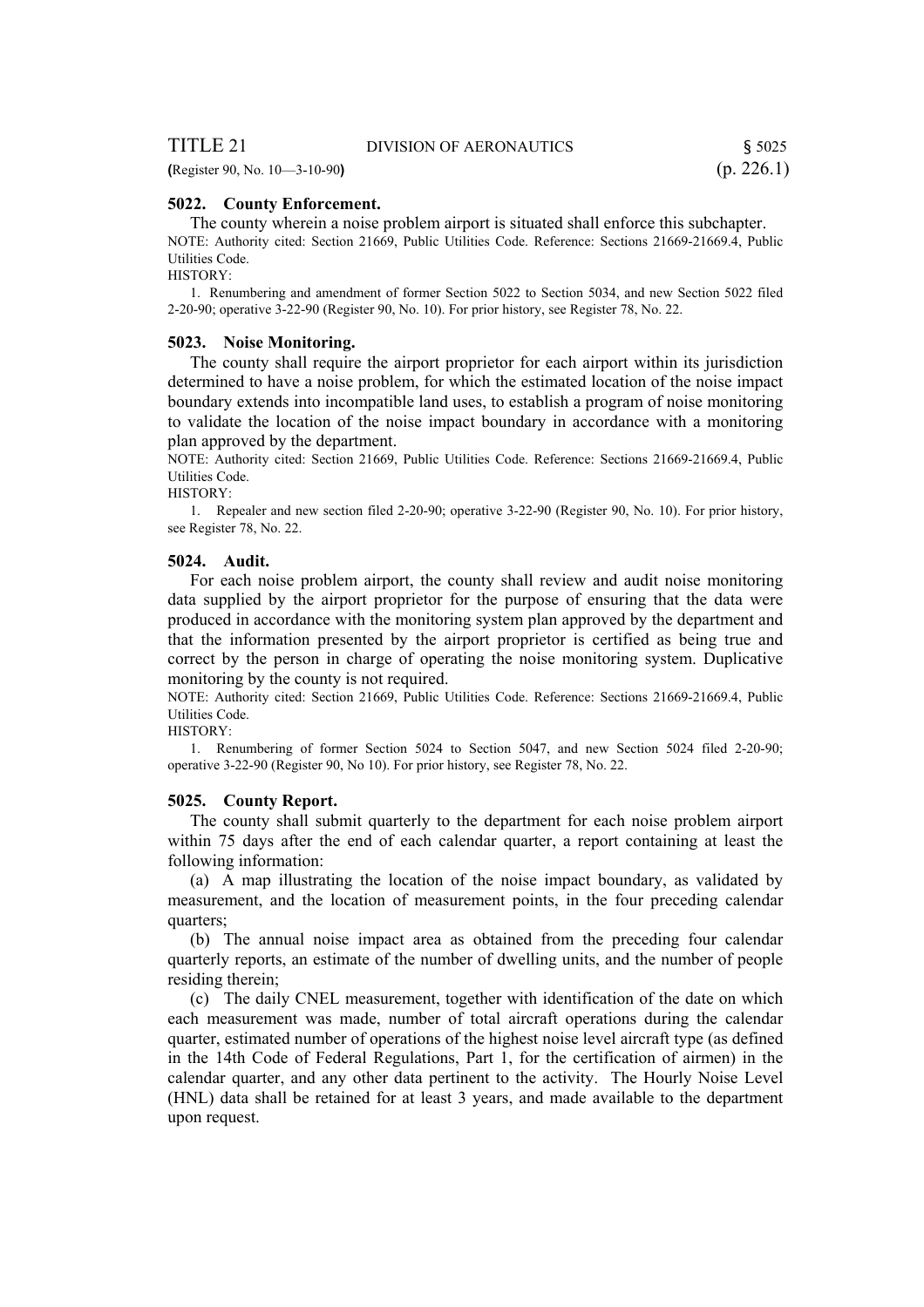### 5022. County Enforcement.

The county wherein a noise problem airport is situated shall enforce this subchapter.

NOTE: Authority cited: Section 21669, Public Utilities Code. Reference: Sections 21669-21669.4, Public Utilities Code.

HISTORY:

1. Renumbering and amendment of former Section 5022 to Section 5034, and new Section 5022 filed 2-20-90; operative 3-22-90 (Register 90, No. 10). For prior history, see Register 78, No. 22.

### 5023. Noise Monitoring.

The county shall require the airport proprietor for each airport within its jurisdiction determined to have a noise problem, for which the estimated location of the noise impact boundary extends into incompatible land uses, to establish a program of noise monitoring to validate the location of the noise impact boundary in accordance with a monitoring plan approved by the department.

NOTE: Authority cited: Section 21669, Public Utilities Code. Reference: Sections 21669-21669.4, Public Utilities Code.

HISTORY:

1. Repealer and new section filed 2-20-90; operative 3-22-90 (Register 90, No. 10). For prior history, see Register 78, No. 22.

### 5024. Audit.

For each noise problem airport, the county shall review and audit noise monitoring data supplied by the airport proprietor for the purpose of ensuring that the data were produced in accordance with the monitoring system plan approved by the department and that the information presented by the airport proprietor is certified as being true and correct by the person in charge of operating the noise monitoring system. Duplicative monitoring by the county is not required.

NOTE: Authority cited: Section 21669, Public Utilities Code. Reference: Sections 21669-21669.4, Public Utilities Code.

HISTORY:

1. Renumbering of former Section 5024 to Section 5047, and new Section 5024 filed 2-20-90; operative 3-22-90 (Register 90, No 10). For prior history, see Register 78, No. 22.

### 5025. County Report.

The county shall submit quarterly to the department for each noise problem airport within 75 days after the end of each calendar quarter, a report containing at least the following information:

(a) A map illustrating the location of the noise impact boundary, as validated by measurement, and the location of measurement points, in the four preceding calendar quarters;

(b) The annual noise impact area as obtained from the preceding four calendar quarterly reports, an estimate of the number of dwelling units, and the number of people residing therein;

(c) The daily CNEL measurement, together with identification of the date on which each measurement was made, number of total aircraft operations during the calendar quarter, estimated number of operations of the highest noise level aircraft type (as defined in the 14th Code of Federal Regulations, Part 1, for the certification of airmen) in the calendar quarter, and any other data pertinent to the activity. The Hourly Noise Level (HNL) data shall be retained for at least 3 years, and made available to the department upon request.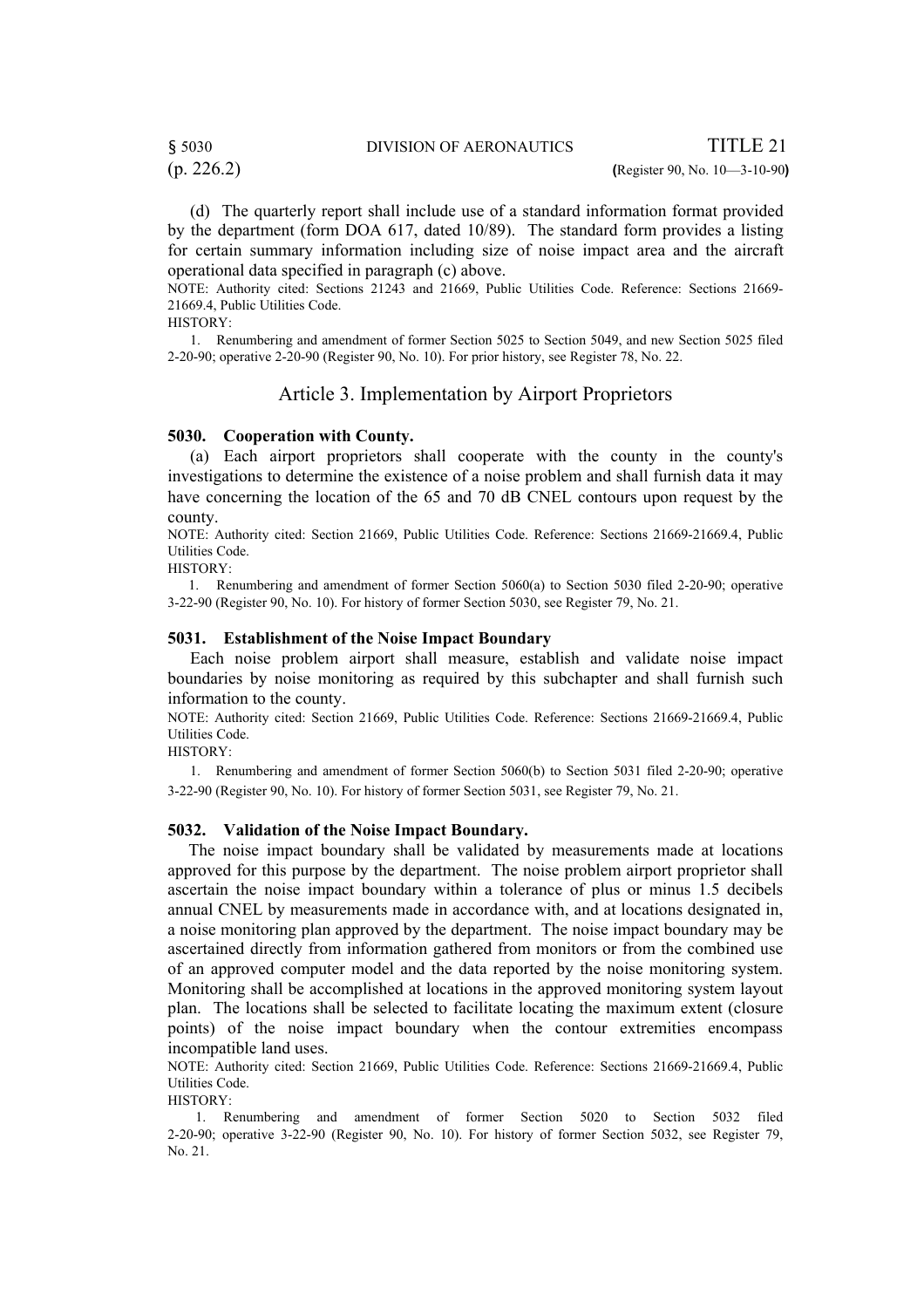(d) The quarterly report shall include use of a standard information format provided by the department (form DOA 617, dated 10/89). The standard form provides a listing for certain summary information including size of noise impact area and the aircraft operational data specified in paragraph (c) above.

NOTE: Authority cited: Sections 21243 and 21669, Public Utilities Code. Reference: Sections 21669-21669.4, Public Utilities Code.

HISTORY:

1. Renumbering and amendment of former Section 5025 to Section 5049, and new Section 5025 filed 2-20-90; operative 2-20-90 (Register 90, No. 10). For prior history, see Register 78, No. 22.

## Article 3. Implementation by Airport Proprietors

### 5030. Cooperation with County.

(a) Each airport proprietors shall cooperate with the county in the county's investigations to determine the existence of a noise problem and shall furnish data it may have concerning the location of the 65 and 70 dB CNEL contours upon request by the county.

NOTE: Authority cited: Section 21669, Public Utilities Code. Reference: Sections 21669-21669.4, Public Utilities Code.

HISTORY:

1. Renumbering and amendment of former Section 5060(a) to Section 5030 filed 2-20-90; operative 3-22-90 (Register 90, No. 10). For history of former Section 5030, see Register 79, No. 21.

### 5031. Establishment of the Noise Impact Boundary

Each noise problem airport shall measure, establish and validate noise impact boundaries by noise monitoring as required by this subchapter and shall furnish such information to the county.

NOTE: Authority cited: Section 21669, Public Utilities Code. Reference: Sections 21669-21669.4, Public Utilities Code.

HISTORY:

1. Renumbering and amendment of former Section 5060(b) to Section 5031 filed 2-20-90; operative 3-22-90 (Register 90, No. 10). For history of former Section 5031, see Register 79, No. 21.

### 5032. Validation of the Noise Impact Boundary.

The noise impact boundary shall be validated by measurements made at locations approved for this purpose by the department. The noise problem airport proprietor shall ascertain the noise impact boundary within a tolerance of plus or minus 1.5 decibels annual CNEL by measurements made in accordance with, and at locations designated in, a noise monitoring plan approved by the department. The noise impact boundary may be ascertained directly from information gathered from monitors or from the combined use of an approved computer model and the data reported by the noise monitoring system. Monitoring shall be accomplished at locations in the approved monitoring system layout plan. The locations shall be selected to facilitate locating the maximum extent (closure points) of the noise impact boundary when the contour extremities encompass incompatible land uses.

NOTE: Authority cited: Section 21669, Public Utilities Code. Reference: Sections 21669-21669.4, Public Utilities Code.

HISTORY:

1. Renumbering and amendment of former Section 5020 to Section 5032 filed 2-20-90; operative 3-22-90 (Register 90, No. 10). For history of former Section 5032, see Register 79, No. 21.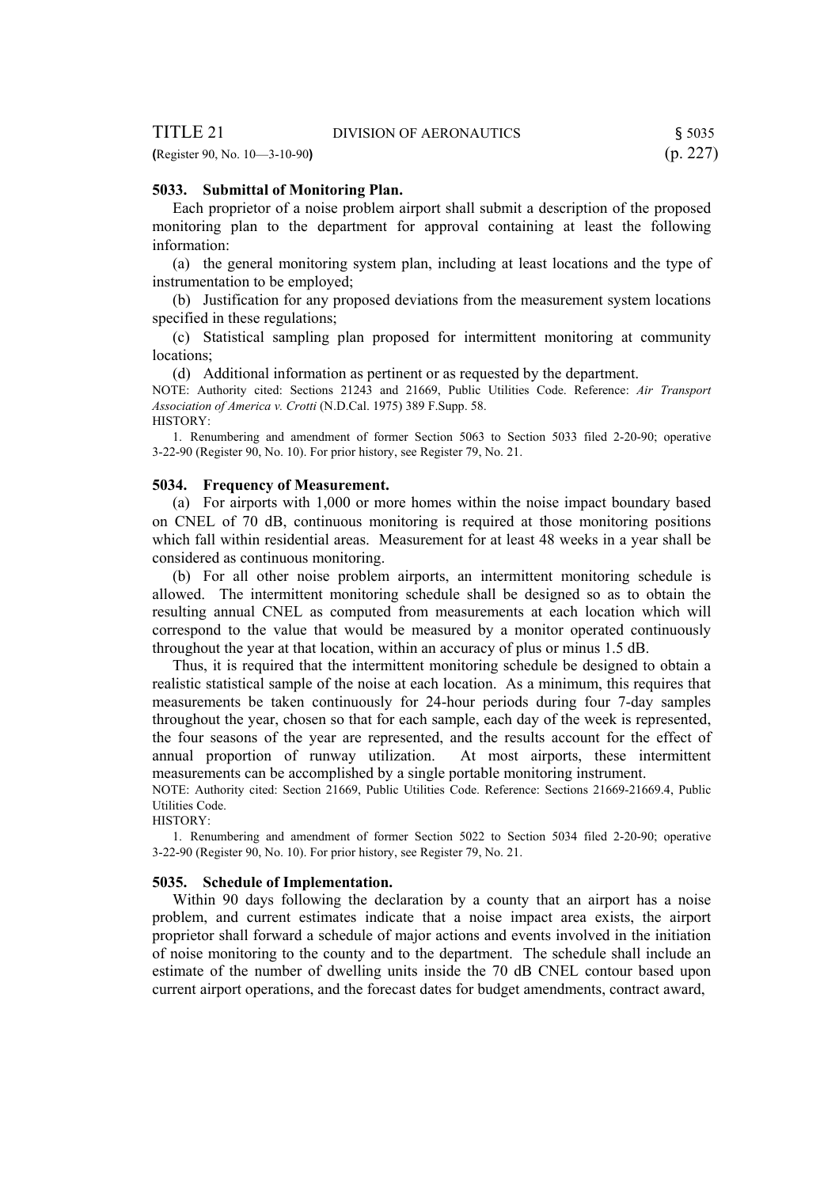### 5033. Submittal of Monitoring Plan.

Each proprietor of a noise problem airport shall submit a description of the proposed monitoring plan to the department for approval containing at least the following information:

(a) the general monitoring system plan, including at least locations and the type of instrumentation to be employed;

(b) Justification for any proposed deviations from the measurement system locations specified in these regulations;

(c) Statistical sampling plan proposed for intermittent monitoring at community locations;

(d) Additional information as pertinent or as requested by the department.

NOTE: Authority cited: Sections 21243 and 21669, Public Utilities Code. Reference: *Air Transport Association of America v. Crotti* (N.D.Cal. 1975) 389 F.Supp. 58.

HISTORY:

1. Renumbering and amendment of former Section 5063 to Section 5033 filed 2-20-90; operative 3-22-90 (Register 90, No. 10). For prior history, see Register 79, No. 21.

### 5034. Frequency of Measurement.

(a) For airports with 1,000 or more homes within the noise impact boundary based on CNEL of 70 dB, continuous monitoring is required at those monitoring positions which fall within residential areas. Measurement for at least 48 weeks in a year shall be considered as continuous monitoring.

(b) For all other noise problem airports, an intermittent monitoring schedule is allowed. The intermittent monitoring schedule shall be designed so as to obtain the resulting annual CNEL as computed from measurements at each location which will correspond to the value that would be measured by a monitor operated continuously throughout the year at that location, within an accuracy of plus or minus 1.5 dB.

Thus, it is required that the intermittent monitoring schedule be designed to obtain a realistic statistical sample of the noise at each location. As a minimum, this requires that measurements be taken continuously for 24-hour periods during four 7-day samples throughout the year, chosen so that for each sample, each day of the week is represented, the four seasons of the year are represented, and the results account for the effect of annual proportion of runway utilization. At most airports, these intermittent measurements can be accomplished by a single portable monitoring instrument.

NOTE: Authority cited: Section 21669, Public Utilities Code. Reference: Sections 21669-21669.4, Public Utilities Code.

HISTORY:

1. Renumbering and amendment of former Section 5022 to Section 5034 filed 2-20-90; operative 3-22-90 (Register 90, No. 10). For prior history, see Register 79, No. 21.

### 5035. Schedule of Implementation.

Within 90 days following the declaration by a county that an airport has a noise problem, and current estimates indicate that a noise impact area exists, the airport proprietor shall forward a schedule of major actions and events involved in the initiation of noise monitoring to the county and to the department. The schedule shall include an estimate of the number of dwelling units inside the 70 dB CNEL contour based upon current airport operations, and the forecast dates for budget amendments, contract award,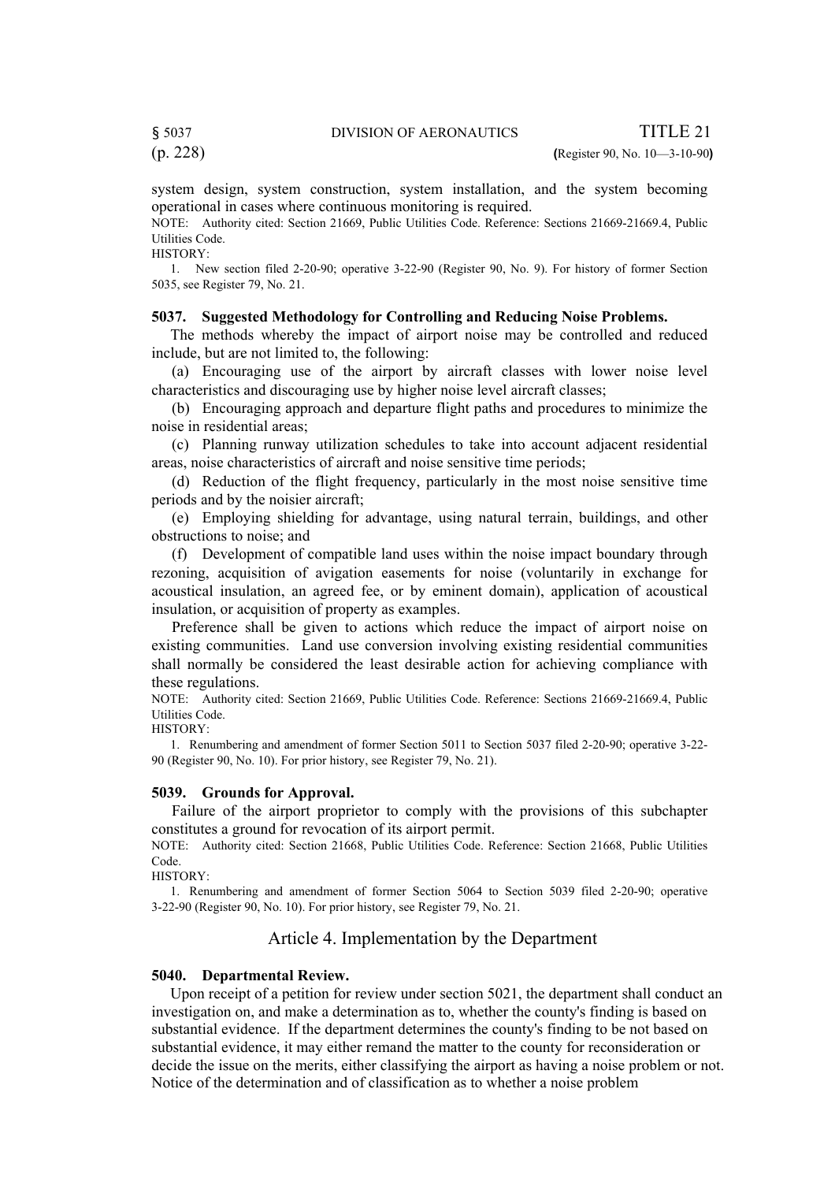system design, system construction, system installation, and the system becoming operational in cases where continuous monitoring is required.

NOTE: Authority cited: Section 21669, Public Utilities Code. Reference: Sections 21669-21669.4, Public Utilities Code.

HISTORY:

1. New section filed 2-20-90; operative 3-22-90 (Register 90, No. 9). For history of former Section 5035, see Register 79, No. 21.

**5037. Suggested Methodology for Controlling and Reducing Noise Problems.**

The methods whereby the impact of airport noise may be controlled and reduced include, but are not limited to, the following:

(a) Encouraging use of the airport by aircraft classes with lower noise level characteristics and discouraging use by higher noise level aircraft classes;

(b) Encouraging approach and departure flight paths and procedures to minimize the noise in residential areas;

(c) Planning runway utilization schedules to take into account adjacent residential areas, noise characteristics of aircraft and noise sensitive time periods;

(d) Reduction of the flight frequency, particularly in the most noise sensitive time periods and by the noisier aircraft;

(e) Employing shielding for advantage, using natural terrain, buildings, and other obstructions to noise; and

(f) Development of compatible land uses within the noise impact boundary through rezoning, acquisition of avigation easements for noise (voluntarily in exchange for acoustical insulation, an agreed fee, or by eminent domain), application of acoustical insulation, or acquisition of property as examples.

Preference shall be given to actions which reduce the impact of airport noise on existing communities. Land use conversion involving existing residential communities shall normally be considered the least desirable action for achieving compliance with these regulations.

NOTE: Authority cited: Section 21669, Public Utilities Code. Reference: Sections 21669-21669.4, Public Utilities Code.

HISTORY:

1. Renumbering and amendment of former Section 5011 to Section 5037 filed 2-20-90; operative 3-22-90 (Register 90, No. 10). For prior history, see Register 79, No. 21).

**5039. Grounds for Approval.**

Failure of the airport proprietor to comply with the provisions of this subchapter constitutes a ground for revocation of its airport permit.

NOTE: Authority cited: Section 21668, Public Utilities Code. Reference: Section 21668, Public Utilities Code.

HISTORY:

1. Renumbering and amendment of former Section 5064 to Section 5039 filed 2-20-90; operative 3-22-90 (Register 90, No. 10). For prior history, see Register 79, No. 21.

## Article 4. Implementation by the Department

**5040. Departmental Review.**

Upon receipt of a petition for review under section 5021, the department shall conduct an investigation on, and make a determination as to, whether the county's finding is based on substantial evidence. If the department determines the county's finding to be not based on substantial evidence, it may either remand the matter to the county for reconsideration or decide the issue on the merits, either classifying the airport as having a noise problem or not. Notice of the determination and of classification as to whether a noise problem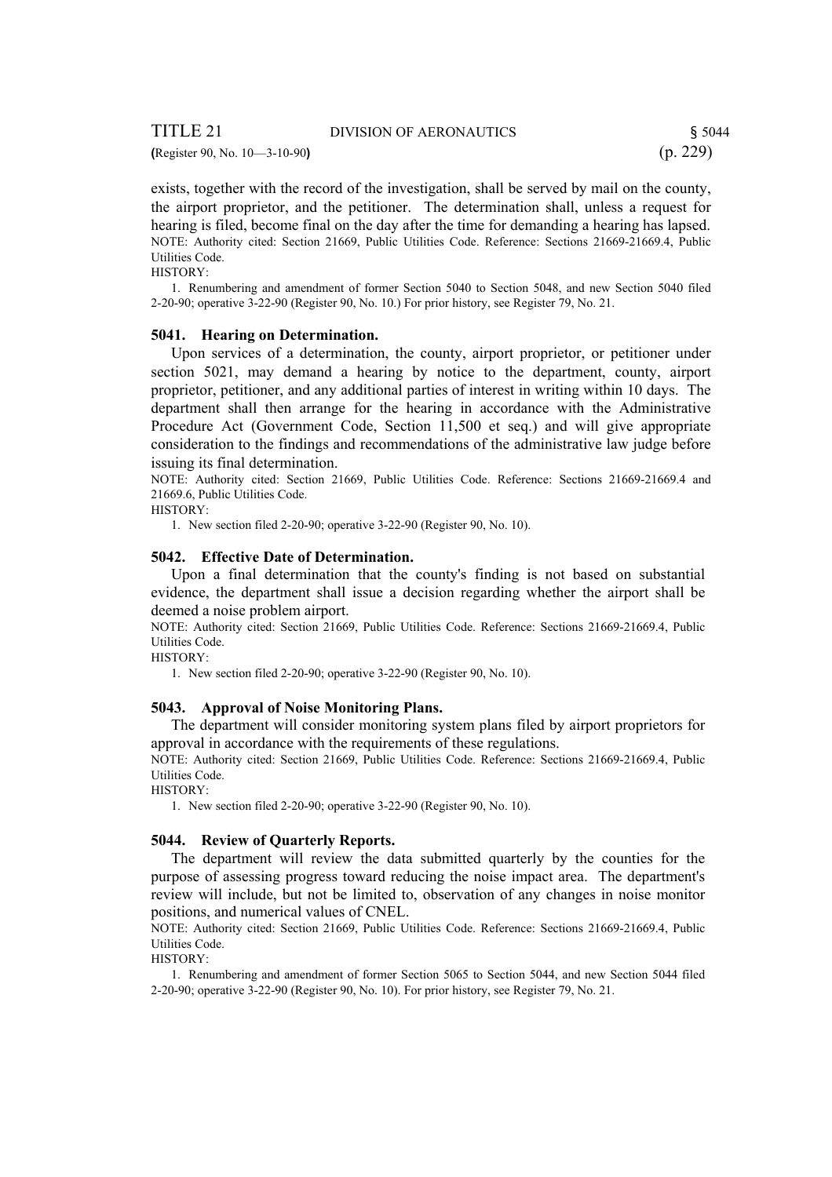exists, together with the record of the investigation, shall be served by mail on the county, the airport proprietor, and the petitioner. The determination shall, unless a request for hearing is filed, become final on the day after the time for demanding a hearing has lapsed.

NOTE: Authority cited: Section 21669, Public Utilities Code. Reference: Sections 21669-21669.4, Public Utilities Code.

HISTORY:

1. Renumbering and amendment of former Section 5040 to Section 5048, and new Section 5040 filed 2-20-90; operative 3-22-90 (Register 90, No. 10.) For prior history, see Register 79, No. 21.

### 5041. Hearing on Determination.

Upon services of a determination, the county, airport proprietor, or petitioner under section 5021, may demand a hearing by notice to the department, county, airport proprietor, petitioner, and any additional parties of interest in writing within 10 days. The department shall then arrange for the hearing in accordance with the Administrative Procedure Act (Government Code, Section 11,500 et seq.) and will give appropriate consideration to the findings and recommendations of the administrative law judge before issuing its final determination.

NOTE: Authority cited: Section 21669, Public Utilities Code. Reference: Sections 21669-21669.4 and 21669.6, Public Utilities Code.

HISTORY:

1. New section filed 2-20-90; operative 3-22-90 (Register 90, No. 10).

### 5042. Effective Date of Determination.

Upon a final determination that the county's finding is not based on substantial evidence, the department shall issue a decision regarding whether the airport shall be deemed a noise problem airport.

NOTE: Authority cited: Section 21669, Public Utilities Code. Reference: Sections 21669-21669.4, Public Utilities Code.

HISTORY:

1. New section filed 2-20-90; operative 3-22-90 (Register 90, No. 10).

### 5043. Approval of Noise Monitoring Plans.

The department will consider monitoring system plans filed by airport proprietors for approval in accordance with the requirements of these regulations.

NOTE: Authority cited: Section 21669, Public Utilities Code. Reference: Sections 21669-21669.4, Public Utilities Code.

HISTORY:

1. New section filed 2-20-90; operative 3-22-90 (Register 90, No. 10).

### 5044. Review of Quarterly Reports.

The department will review the data submitted quarterly by the counties for the purpose of assessing progress toward reducing the noise impact area. The department's review will include, but not be limited to, observation of any changes in noise monitor positions, and numerical values of CNEL.

NOTE: Authority cited: Section 21669, Public Utilities Code. Reference: Sections 21669-21669.4, Public Utilities Code.

HISTORY:

1. Renumbering and amendment of former Section 5065 to Section 5044, and new Section 5044 filed 2-20-90; operative 3-22-90 (Register 90, No. 10). For prior history, see Register 79, No. 21.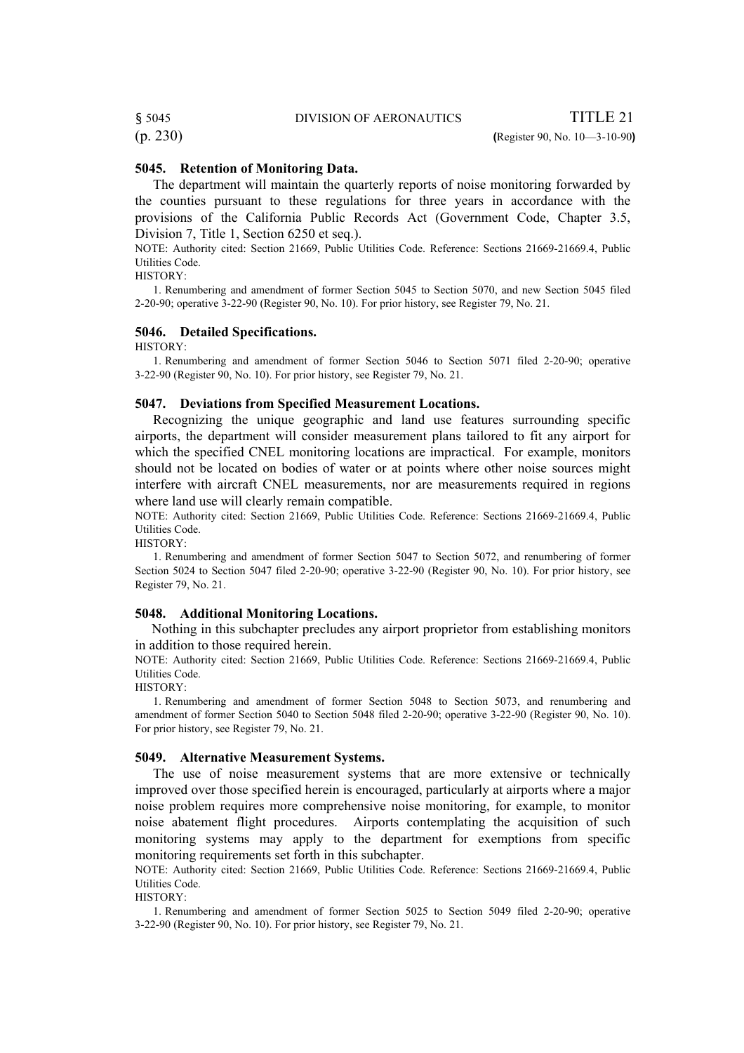### 5045. Retention of Monitoring Data.

The department will maintain the quarterly reports of noise monitoring forwarded by the counties pursuant to these regulations for three years in accordance with the provisions of the California Public Records Act (Government Code, Chapter 3.5, Division 7, Title 1, Section 6250 et seq.).

NOTE: Authority cited: Section 21669, Public Utilities Code. Reference: Sections 21669-21669.4, Public Utilities Code.

HISTORY:

1. Renumbering and amendment of former Section 5045 to Section 5070, and new Section 5045 filed 2-20-90; operative 3-22-90 (Register 90, No. 10). For prior history, see Register 79, No. 21.

### 5046. Detailed Specifications.

HISTORY:

1. Renumbering and amendment of former Section 5046 to Section 5071 filed 2-20-90; operative 3-22-90 (Register 90, No. 10). For prior history, see Register 79, No. 21.

### 5047. Deviations from Specified Measurement Locations.

Recognizing the unique geographic and land use features surrounding specific airports, the department will consider measurement plans tailored to fit any airport for which the specified CNEL monitoring locations are impractical. For example, monitors should not be located on bodies of water or at points where other noise sources might interfere with aircraft CNEL measurements, nor are measurements required in regions where land use will clearly remain compatible.

NOTE: Authority cited: Section 21669, Public Utilities Code. Reference: Sections 21669-21669.4, Public Utilities Code.

HISTORY:

1. Renumbering and amendment of former Section 5047 to Section 5072, and renumbering of former Section 5024 to Section 5047 filed 2-20-90; operative 3-22-90 (Register 90, No. 10). For prior history, see Register 79, No. 21.

### 5048. Additional Monitoring Locations.

Nothing in this subchapter precludes any airport proprietor from establishing monitors in addition to those required herein.

NOTE: Authority cited: Section 21669, Public Utilities Code. Reference: Sections 21669-21669.4, Public Utilities Code.

HISTORY:

1. Renumbering and amendment of former Section 5048 to Section 5073, and renumbering and amendment of former Section 5040 to Section 5048 filed 2-20-90; operative 3-22-90 (Register 90, No. 10). For prior history, see Register 79, No. 21.

### 5049. Alternative Measurement Systems.

The use of noise measurement systems that are more extensive or technically improved over those specified herein is encouraged, particularly at airports where a major noise problem requires more comprehensive noise monitoring, for example, to monitor noise abatement flight procedures. Airports contemplating the acquisition of such monitoring systems may apply to the department for exemptions from specific monitoring requirements set forth in this subchapter.

NOTE: Authority cited: Section 21669, Public Utilities Code. Reference: Sections 21669-21669.4, Public Utilities Code.

HISTORY:

1. Renumbering and amendment of former Section 5025 to Section 5049 filed 2-20-90; operative 3-22-90 (Register 90, No. 10). For prior history, see Register 79, No. 21.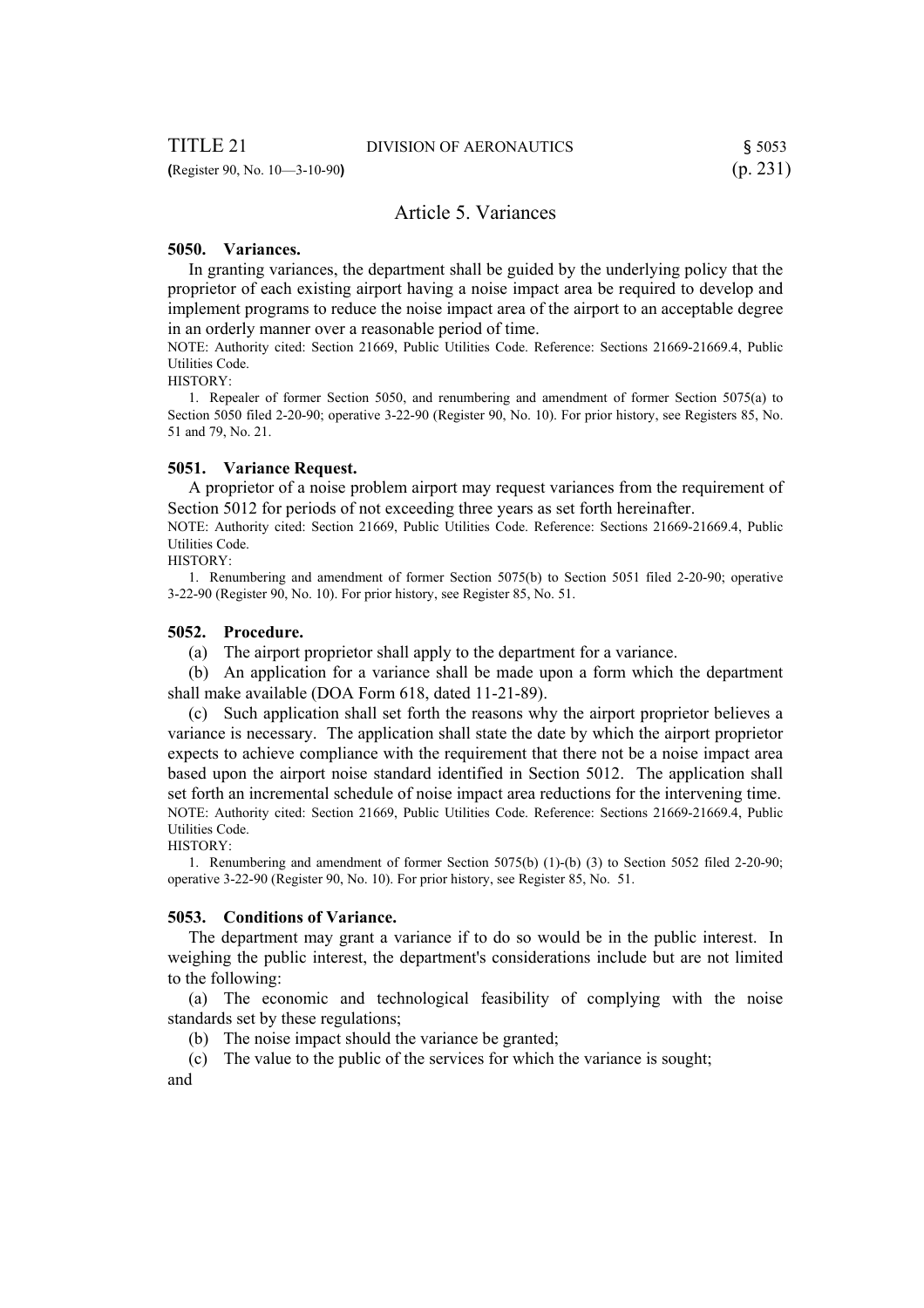## Article 5. Variances

### 5050. Variances.

In granting variances, the department shall be guided by the underlying policy that the proprietor of each existing airport having a noise impact area be required to develop and implement programs to reduce the noise impact area of the airport to an acceptable degree in an orderly manner over a reasonable period of time.

NOTE: Authority cited: Section 21669, Public Utilities Code. Reference: Sections 21669-21669.4, Public Utilities Code.

HISTORY:

1. Repealer of former Section 5050, and renumbering and amendment of former Section 5075(a) to Section 5050 filed 2-20-90; operative 3-22-90 (Register 90, No. 10). For prior history, see Registers 85, No. 51 and 79, No. 21.

### 5051. Variance Request.

A proprietor of a noise problem airport may request variances from the requirement of Section 5012 for periods of not exceeding three years as set forth hereinafter.

NOTE: Authority cited: Section 21669, Public Utilities Code. Reference: Sections 21669-21669.4, Public Utilities Code.

HISTORY:

1. Renumbering and amendment of former Section 5075(b) to Section 5051 filed 2-20-90; operative 3-22-90 (Register 90, No. 10). For prior history, see Register 85, No. 51.

### 5052. Procedure.

(a) The airport proprietor shall apply to the department for a variance.

(b) An application for a variance shall be made upon a form which the department shall make available (DOA Form 618, dated 11-21-89).

(c) Such application shall set forth the reasons why the airport proprietor believes a variance is necessary. The application shall state the date by which the airport proprietor expects to achieve compliance with the requirement that there not be a noise impact area based upon the airport noise standard identified in Section 5012. The application shall set forth an incremental schedule of noise impact area reductions for the intervening time.

NOTE: Authority cited: Section 21669, Public Utilities Code. Reference: Sections 21669-21669.4, Public Utilities Code.

HISTORY:

1. Renumbering and amendment of former Section 5075(b) (1)-(b) (3) to Section 5052 filed 2-20-90; operative 3-22-90 (Register 90, No. 10). For prior history, see Register 85, No. 51.

### 5053. Conditions of Variance.

The department may grant a variance if to do so would be in the public interest. In weighing the public interest, the department's considerations include but are not limited to the following:

(a) The economic and technological feasibility of complying with the noise standards set by these regulations;

(b) The noise impact should the variance be granted;

(c) The value to the public of the services for which the variance is sought; and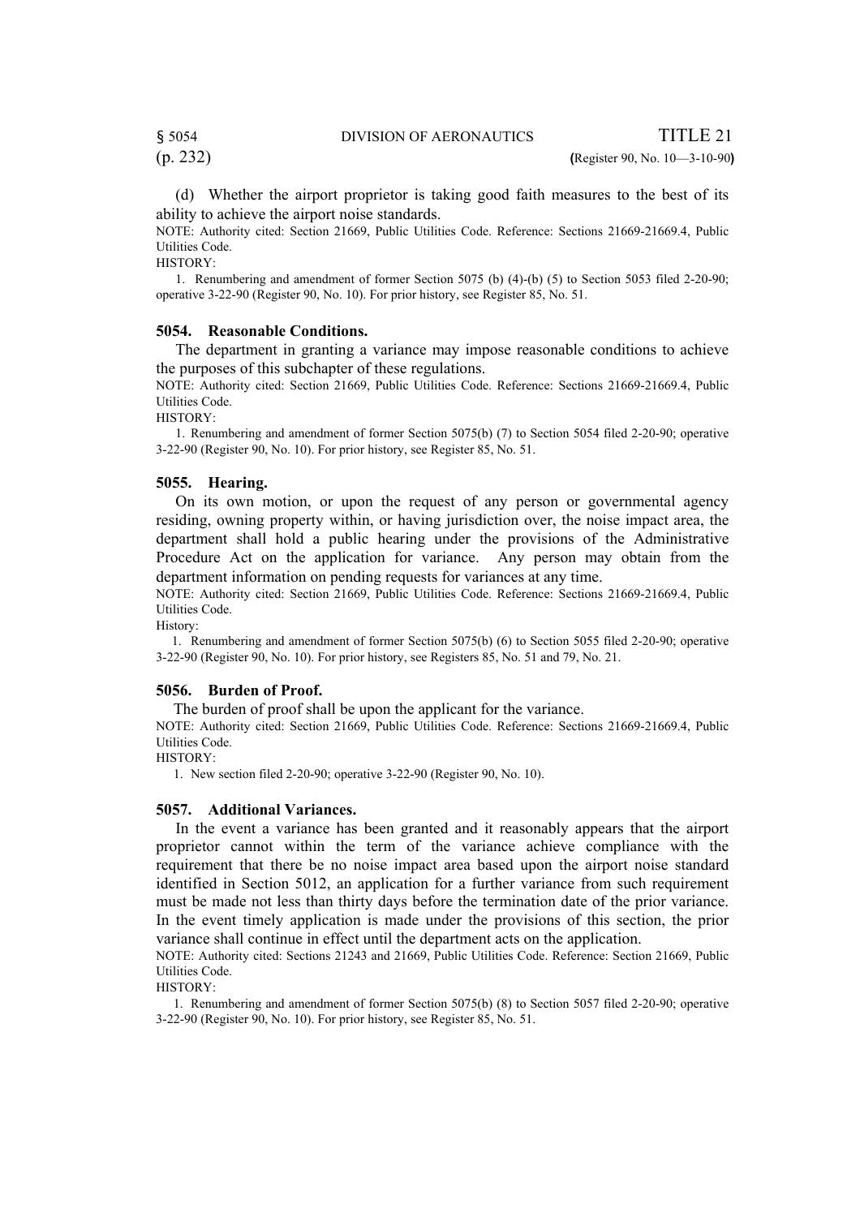(d) Whether the airport proprietor is taking good faith measures to the best of its ability to achieve the airport noise standards.

NOTE: Authority cited: Section 21669, Public Utilities Code. Reference: Sections 21669-21669.4, Public Utilities Code.

HISTORY:

1. Renumbering and amendment of former Section 5075 (b) (4)-(b) (5) to Section 5053 filed 2-20-90; operative 3-22-90 (Register 90, No. 10). For prior history, see Register 85, No. 51.

### 5054. Reasonable Conditions.

The department in granting a variance may impose reasonable conditions to achieve the purposes of this subchapter of these regulations.

NOTE: Authority cited: Section 21669, Public Utilities Code. Reference: Sections 21669-21669.4, Public Utilities Code.

HISTORY:

1. Renumbering and amendment of former Section 5075(b) (7) to Section 5054 filed 2-20-90; operative 3-22-90 (Register 90, No. 10). For prior history, see Register 85, No. 51.

### 5055. Hearing.

On its own motion, or upon the request of any person or governmental agency residing, owning property within, or having jurisdiction over, the noise impact area, the department shall hold a public hearing under the provisions of the Administrative Procedure Act on the application for variance. Any person may obtain from the department information on pending requests for variances at any time.

NOTE: Authority cited: Section 21669, Public Utilities Code. Reference: Sections 21669-21669.4, Public Utilities Code.

History:

1. Renumbering and amendment of former Section 5075(b) (6) to Section 5055 filed 2-20-90; operative 3-22-90 (Register 90, No. 10). For prior history, see Registers 85, No. 51 and 79, No. 21.

### 5056. Burden of Proof.

The burden of proof shall be upon the applicant for the variance.

NOTE: Authority cited: Section 21669, Public Utilities Code. Reference: Sections 21669-21669.4, Public Utilities Code.

HISTORY:

1. New section filed 2-20-90; operative 3-22-90 (Register 90, No. 10).

### 5057. Additional Variances.

In the event a variance has been granted and it reasonably appears that the airport proprietor cannot within the term of the variance achieve compliance with the requirement that there be no noise impact area based upon the airport noise standard identified in Section 5012, an application for a further variance from such requirement must be made not less than thirty days before the termination date of the prior variance. In the event timely application is made under the provisions of this section, the prior variance shall continue in effect until the department acts on the application.

NOTE: Authority cited: Sections 21243 and 21669, Public Utilities Code. Reference: Section 21669, Public Utilities Code.

HISTORY:

1. Renumbering and amendment of former Section 5075(b) (8) to Section 5057 filed 2-20-90; operative 3-22-90 (Register 90, No. 10). For prior history, see Register 85, No. 51.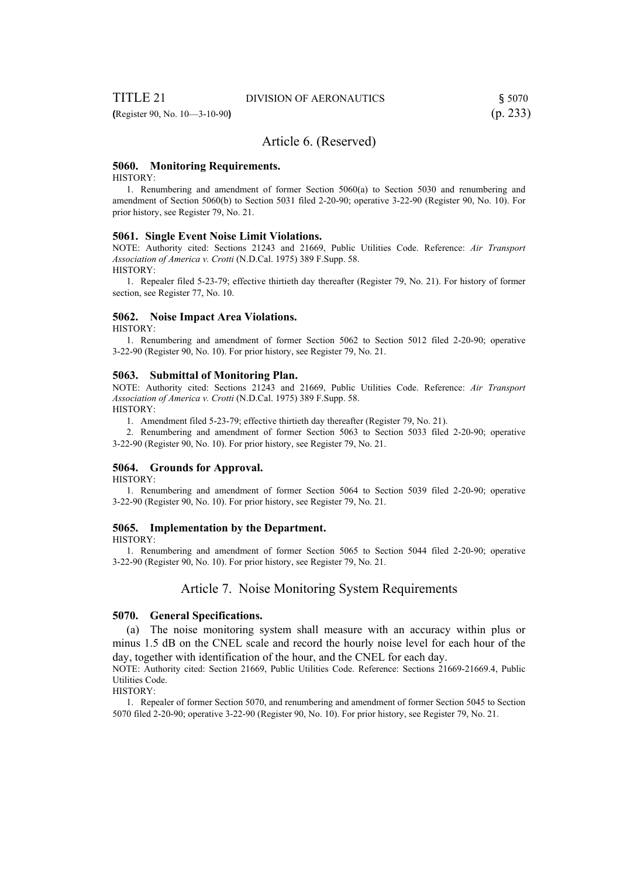## Article 6. (Reserved)

### 5060. Monitoring Requirements.

HISTORY:

1. Renumbering and amendment of former Section 5060(a) to Section 5030 and renumbering and amendment of Section 5060(b) to Section 5031 filed 2-20-90; operative 3-22-90 (Register 90, No. 10). For prior history, see Register 79, No. 21.

### 5061. Single Event Noise Limit Violations.

NOTE: Authority cited: Sections 21243 and 21669, Public Utilities Code. Reference: *Air Transport Association of America v. Crotti* (N.D.Cal. 1975) 389 F.Supp. 58.

HISTORY:

1. Repealer filed 5-23-79; effective thirtieth day thereafter (Register 79, No. 21). For history of former section, see Register 77, No. 10.

### 5062. Noise Impact Area Violations.

HISTORY:

1. Renumbering and amendment of former Section 5062 to Section 5012 filed 2-20-90; operative 3-22-90 (Register 90, No. 10). For prior history, see Register 79, No. 21.

### 5063. Submittal of Monitoring Plan.

NOTE: Authority cited: Sections 21243 and 21669, Public Utilities Code. Reference: *Air Transport Association of America v. Crotti* (N.D.Cal. 1975) 389 F.Supp. 58.

HISTORY:

1. Amendment filed 5-23-79; effective thirtieth day thereafter (Register 79, No. 21).
2. Renumbering and amendment of former Section 5063 to Section 5033 filed 2-20-90; operative 3-22-90 (Register 90, No. 10). For prior history, see Register 79, No. 21.

### 5064. Grounds for Approval.

HISTORY:

1. Renumbering and amendment of former Section 5064 to Section 5039 filed 2-20-90; operative 3-22-90 (Register 90, No. 10). For prior history, see Register 79, No. 21.

### 5065. Implementation by the Department.

HISTORY:

1. Renumbering and amendment of former Section 5065 to Section 5044 filed 2-20-90; operative 3-22-90 (Register 90, No. 10). For prior history, see Register 79, No. 21.

## Article 7. Noise Monitoring System Requirements

### 5070. General Specifications.

(a) The noise monitoring system shall measure with an accuracy within plus or minus 1.5 dB on the CNEL scale and record the hourly noise level for each hour of the day, together with identification of the hour, and the CNEL for each day.

NOTE: Authority cited: Section 21669, Public Utilities Code. Reference: Sections 21669-21669.4, Public Utilities Code.

HISTORY:

1. Repealer of former Section 5070, and renumbering and amendment of former Section 5045 to Section 5070 filed 2-20-90; operative 3-22-90 (Register 90, No. 10). For prior history, see Register 79, No. 21.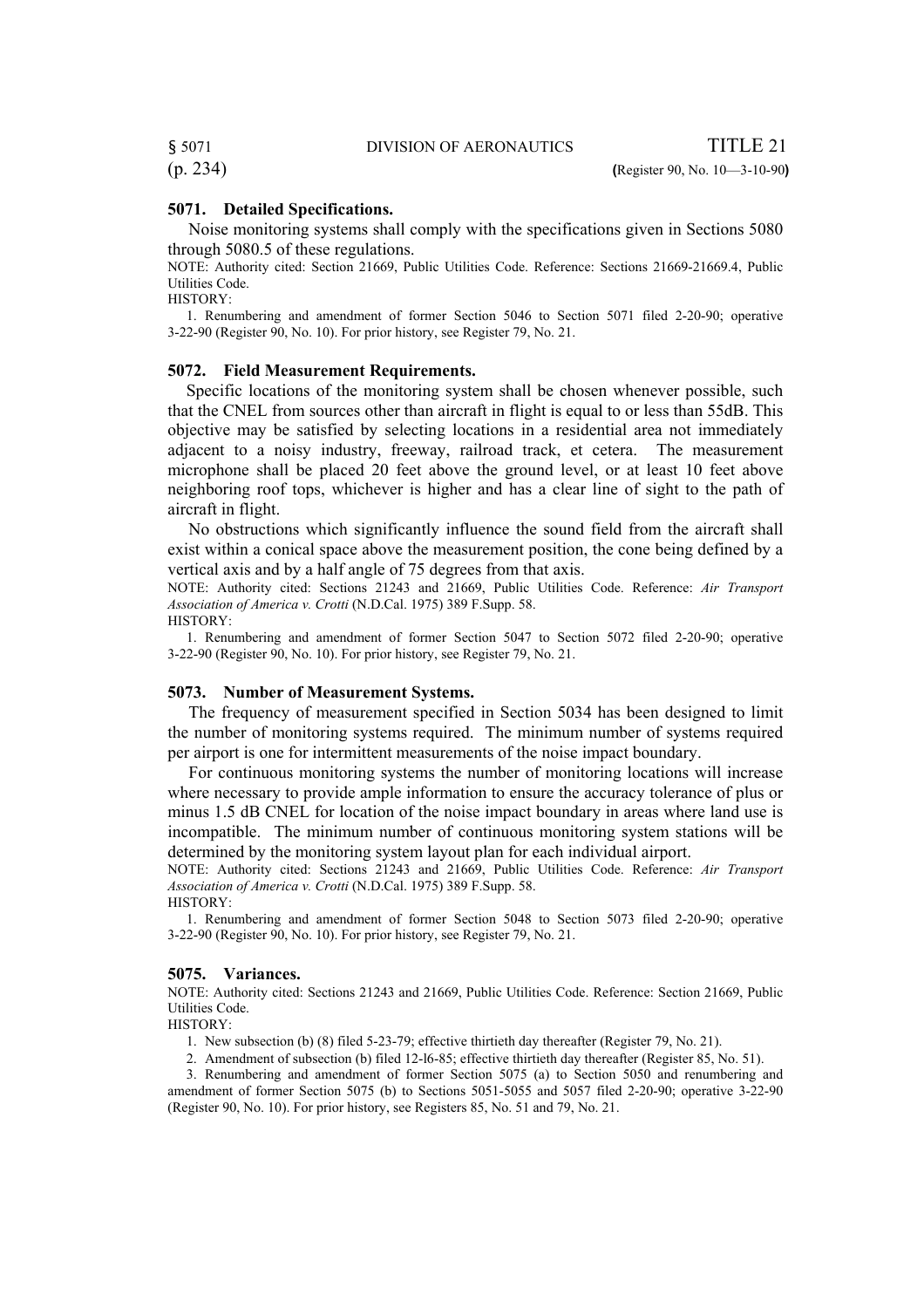### 5071. Detailed Specifications.

Noise monitoring systems shall comply with the specifications given in Sections 5080 through 5080.5 of these regulations.

NOTE: Authority cited: Section 21669, Public Utilities Code. Reference: Sections 21669-21669.4, Public Utilities Code.

HISTORY:

1. Renumbering and amendment of former Section 5046 to Section 5071 filed 2-20-90; operative 3-22-90 (Register 90, No. 10). For prior history, see Register 79, No. 21.

### 5072. Field Measurement Requirements.

Specific locations of the monitoring system shall be chosen whenever possible, such that the CNEL from sources other than aircraft in flight is equal to or less than 55dB. This objective may be satisfied by selecting locations in a residential area not immediately adjacent to a noisy industry, freeway, railroad track, et cetera. The measurement microphone shall be placed 20 feet above the ground level, or at least 10 feet above neighboring roof tops, whichever is higher and has a clear line of sight to the path of aircraft in flight.

No obstructions which significantly influence the sound field from the aircraft shall exist within a conical space above the measurement position, the cone being defined by a vertical axis and by a half angle of 75 degrees from that axis.

NOTE: Authority cited: Sections 21243 and 21669, Public Utilities Code. Reference: *Air Transport Association of America v. Crotti* (N.D.Cal. 1975) 389 F.Supp. 58.

HISTORY:

1. Renumbering and amendment of former Section 5047 to Section 5072 filed 2-20-90; operative 3-22-90 (Register 90, No. 10). For prior history, see Register 79, No. 21.

### 5073. Number of Measurement Systems.

The frequency of measurement specified in Section 5034 has been designed to limit the number of monitoring systems required. The minimum number of systems required per airport is one for intermittent measurements of the noise impact boundary.

For continuous monitoring systems the number of monitoring locations will increase where necessary to provide ample information to ensure the accuracy tolerance of plus or minus 1.5 dB CNEL for location of the noise impact boundary in areas where land use is incompatible. The minimum number of continuous monitoring system stations will be determined by the monitoring system layout plan for each individual airport.

NOTE: Authority cited: Sections 21243 and 21669, Public Utilities Code. Reference: *Air Transport Association of America v. Crotti* (N.D.Cal. 1975) 389 F.Supp. 58.

HISTORY:

1. Renumbering and amendment of former Section 5048 to Section 5073 filed 2-20-90; operative 3-22-90 (Register 90, No. 10). For prior history, see Register 79, No. 21.

### 5075. Variances.

NOTE: Authority cited: Sections 21243 and 21669, Public Utilities Code. Reference: Section 21669, Public Utilities Code.

HISTORY:

1. New subsection (b) (8) filed 5-23-79; effective thirtieth day thereafter (Register 79, No. 21).
2. Amendment of subsection (b) filed 12-16-85; effective thirtieth day thereafter (Register 85, No. 51).
3. Renumbering and amendment of former Section 5075 (a) to Section 5050 and renumbering and amendment of former Section 5075 (b) to Sections 5051-5055 and 5057 filed 2-20-90; operative 3-22-90 (Register 90, No. 10). For prior history, see Registers 85, No. 51 and 79, No. 21.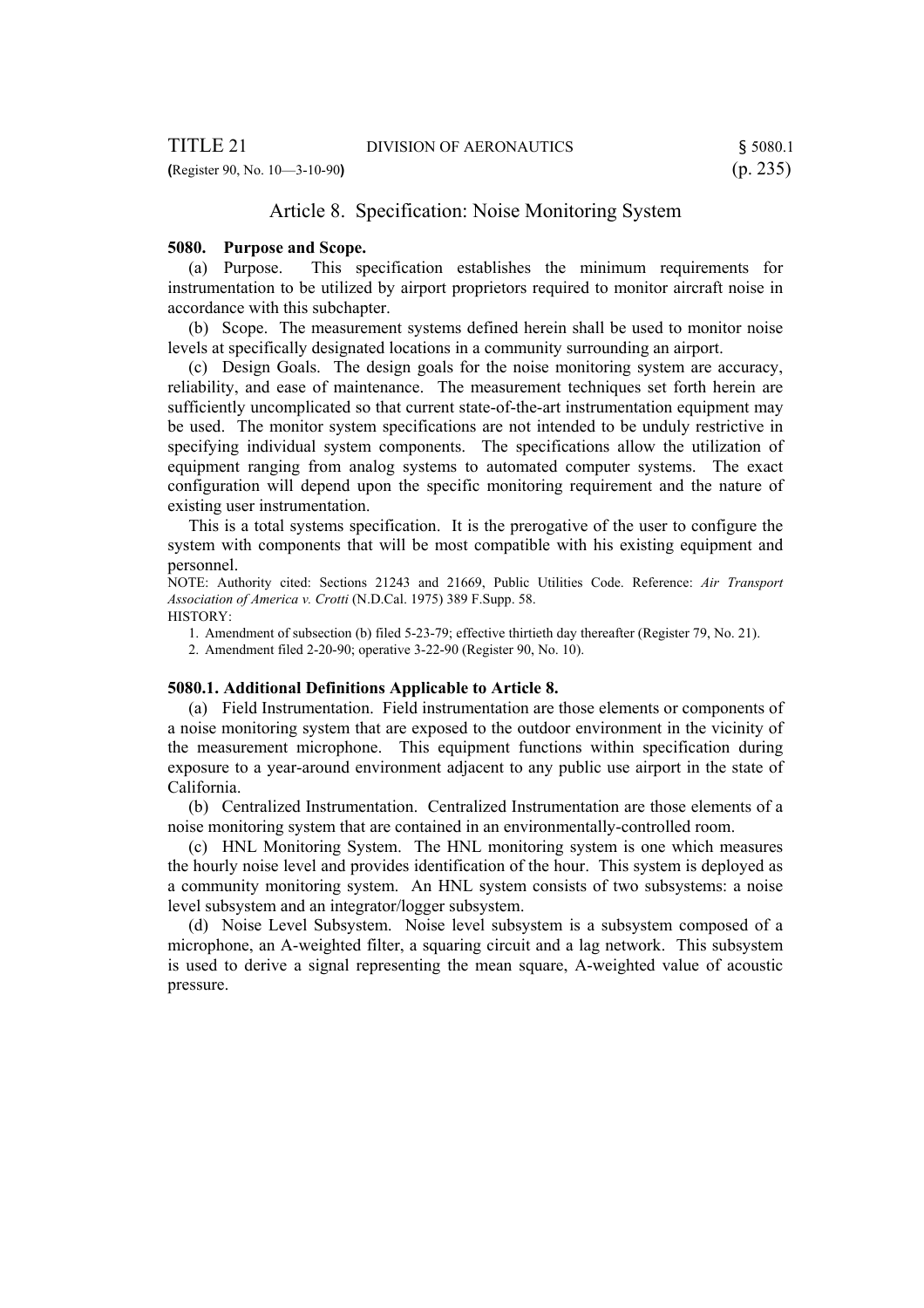## Article 8. Specification: Noise Monitoring System

**5080. Purpose and Scope.**

(a) Purpose. This specification establishes the minimum requirements for instrumentation to be utilized by airport proprietors required to monitor aircraft noise in accordance with this subchapter.

(b) Scope. The measurement systems defined herein shall be used to monitor noise levels at specifically designated locations in a community surrounding an airport.

(c) Design Goals. The design goals for the noise monitoring system are accuracy, reliability, and ease of maintenance. The measurement techniques set forth herein are sufficiently uncomplicated so that current state-of-the-art instrumentation equipment may be used. The monitor system specifications are not intended to be unduly restrictive in specifying individual system components. The specifications allow the utilization of equipment ranging from analog systems to automated computer systems. The exact configuration will depend upon the specific monitoring requirement and the nature of existing user instrumentation.

This is a total systems specification. It is the prerogative of the user to configure the system with components that will be most compatible with his existing equipment and personnel.

NOTE: Authority cited: Sections 21243 and 21669, Public Utilities Code. Reference: *Air Transport Association of America v. Crotti* (N.D.Cal. 1975) 389 F.Supp. 58.

HISTORY:

1. Amendment of subsection (b) filed 5-23-79; effective thirtieth day thereafter (Register 79, No. 21).
2. Amendment filed 2-20-90; operative 3-22-90 (Register 90, No. 10).

**5080.1. Additional Definitions Applicable to Article 8.**

(a) Field Instrumentation. Field instrumentation are those elements or components of a noise monitoring system that are exposed to the outdoor environment in the vicinity of the measurement microphone. This equipment functions within specification during exposure to a year-around environment adjacent to any public use airport in the state of California.

(b) Centralized Instrumentation. Centralized Instrumentation are those elements of a noise monitoring system that are contained in an environmentally-controlled room.

(c) HNL Monitoring System. The HNL monitoring system is one which measures the hourly noise level and provides identification of the hour. This system is deployed as a community monitoring system. An HNL system consists of two subsystems: a noise level subsystem and an integrator/logger subsystem.

(d) Noise Level Subsystem. Noise level subsystem is a subsystem composed of a microphone, an A-weighted filter, a squaring circuit and a lag network. This subsystem is used to derive a signal representing the mean square, A-weighted value of acoustic pressure.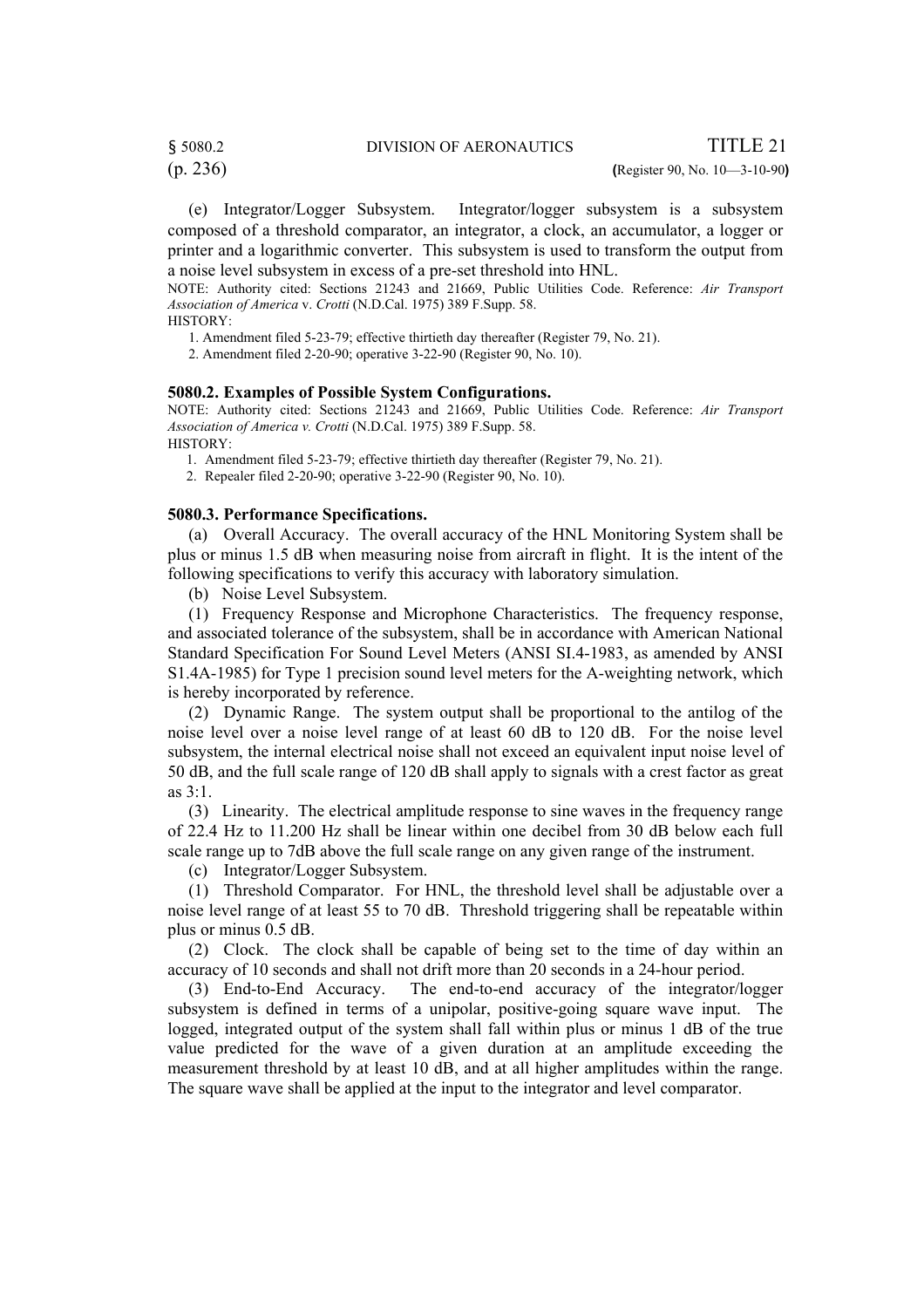(e) Integrator/Logger Subsystem. Integrator/logger subsystem is a subsystem composed of a threshold comparator, an integrator, a clock, an accumulator, a logger or printer and a logarithmic converter. This subsystem is used to transform the output from a noise level subsystem in excess of a pre-set threshold into HNL.

NOTE: Authority cited: Sections 21243 and 21669, Public Utilities Code. Reference: *Air Transport Association of America* v. *Crotti* (N.D.Cal. 1975) 389 F.Supp. 58.

HISTORY:

1. Amendment filed 5-23-79; effective thirtieth day thereafter (Register 79, No. 21).
2. Amendment filed 2-20-90; operative 3-22-90 (Register 90, No. 10).

**5080.2. Examples of Possible System Configurations.**

NOTE: Authority cited: Sections 21243 and 21669, Public Utilities Code. Reference: *Air Transport Association of America v. Crotti* (N.D.Cal. 1975) 389 F.Supp. 58.

HISTORY:

1. Amendment filed 5-23-79; effective thirtieth day thereafter (Register 79, No. 21).
2. Repealer filed 2-20-90; operative 3-22-90 (Register 90, No. 10).

**5080.3. Performance Specifications.**

(a) Overall Accuracy. The overall accuracy of the HNL Monitoring System shall be plus or minus 1.5 dB when measuring noise from aircraft in flight. It is the intent of the following specifications to verify this accuracy with laboratory simulation.

(b) Noise Level Subsystem.

(1) Frequency Response and Microphone Characteristics. The frequency response, and associated tolerance of the subsystem, shall be in accordance with American National Standard Specification For Sound Level Meters (ANSI SI.4-1983, as amended by ANSI S1.4A-1985) for Type 1 precision sound level meters for the A-weighting network, which is hereby incorporated by reference.

(2) Dynamic Range. The system output shall be proportional to the antilog of the noise level over a noise level range of at least 60 dB to 120 dB. For the noise level subsystem, the internal electrical noise shall not exceed an equivalent input noise level of 50 dB, and the full scale range of 120 dB shall apply to signals with a crest factor as great as 3:1.

(3) Linearity. The electrical amplitude response to sine waves in the frequency range of 22.4 Hz to 11.200 Hz shall be linear within one decibel from 30 dB below each full scale range up to 7dB above the full scale range on any given range of the instrument.

(c) Integrator/Logger Subsystem.

(1) Threshold Comparator. For HNL, the threshold level shall be adjustable over a noise level range of at least 55 to 70 dB. Threshold triggering shall be repeatable within plus or minus 0.5 dB.

(2) Clock. The clock shall be capable of being set to the time of day within an accuracy of 10 seconds and shall not drift more than 20 seconds in a 24-hour period.

(3) End-to-End Accuracy. The end-to-end accuracy of the integrator/logger subsystem is defined in terms of a unipolar, positive-going square wave input. The logged, integrated output of the system shall fall within plus or minus 1 dB of the true value predicted for the wave of a given duration at an amplitude exceeding the measurement threshold by at least 10 dB, and at all higher amplitudes within the range. The square wave shall be applied at the input to the integrator and level comparator.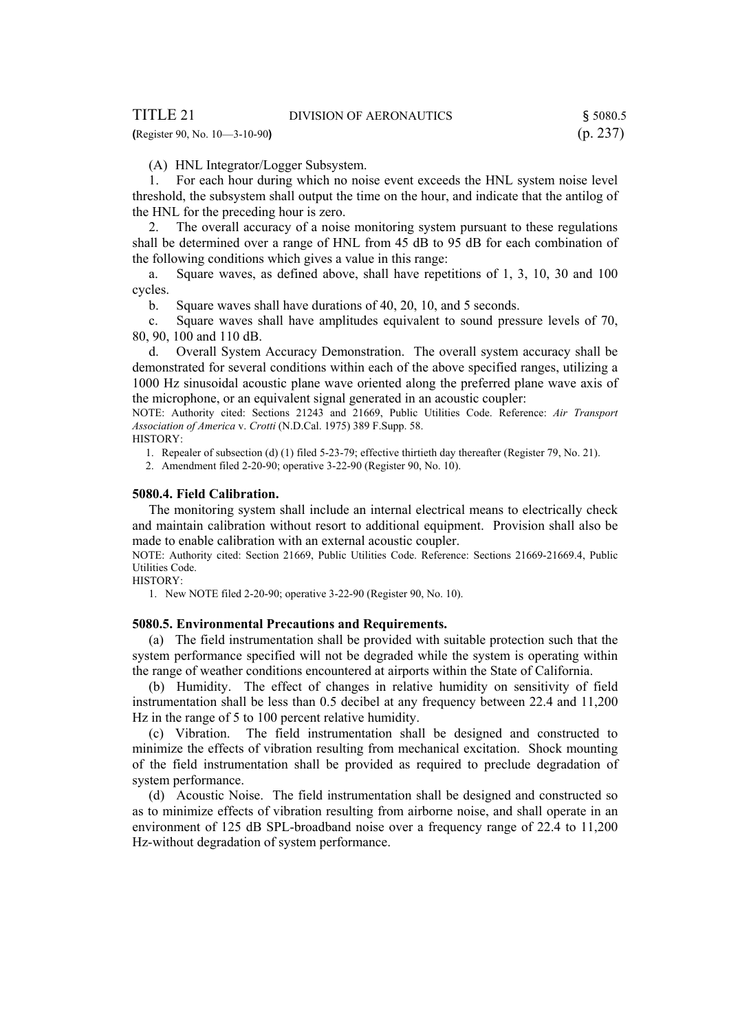(A) HNL Integrator/Logger Subsystem.

1. For each hour during which no noise event exceeds the HNL system noise level threshold, the subsystem shall output the time on the hour, and indicate that the antilog of the HNL for the preceding hour is zero.

2. The overall accuracy of a noise monitoring system pursuant to these regulations shall be determined over a range of HNL from 45 dB to 95 dB for each combination of the following conditions which gives a value in this range:

a. Square waves, as defined above, shall have repetitions of 1, 3, 10, 30 and 100 cycles.

b. Square waves shall have durations of 40, 20, 10, and 5 seconds.

c. Square waves shall have amplitudes equivalent to sound pressure levels of 70, 80, 90, 100 and 110 dB.

d. Overall System Accuracy Demonstration. The overall system accuracy shall be demonstrated for several conditions within each of the above specified ranges, utilizing a 1000 Hz sinusoidal acoustic plane wave oriented along the preferred plane wave axis of the microphone, or an equivalent signal generated in an acoustic coupler:

NOTE: Authority cited: Sections 21243 and 21669, Public Utilities Code. Reference: *Air Transport Association of America* v. *Crotti* (N.D.Cal. 1975) 389 F.Supp. 58.

HISTORY:

1. Repealer of subsection (d) (1) filed 5-23-79; effective thirtieth day thereafter (Register 79, No. 21).
2. Amendment filed 2-20-90; operative 3-22-90 (Register 90, No. 10).

**5080.4. Field Calibration.**

The monitoring system shall include an internal electrical means to electrically check and maintain calibration without resort to additional equipment. Provision shall also be made to enable calibration with an external acoustic coupler.

NOTE: Authority cited: Section 21669, Public Utilities Code. Reference: Sections 21669-21669.4, Public Utilities Code.

HISTORY:

1. New NOTE filed 2-20-90; operative 3-22-90 (Register 90, No. 10).

**5080.5. Environmental Precautions and Requirements.**

(a) The field instrumentation shall be provided with suitable protection such that the system performance specified will not be degraded while the system is operating within the range of weather conditions encountered at airports within the State of California.

(b) Humidity. The effect of changes in relative humidity on sensitivity of field instrumentation shall be less than 0.5 decibel at any frequency between 22.4 and 11,200 Hz in the range of 5 to 100 percent relative humidity.

(c) Vibration. The field instrumentation shall be designed and constructed to minimize the effects of vibration resulting from mechanical excitation. Shock mounting of the field instrumentation shall be provided as required to preclude degradation of system performance.

(d) Acoustic Noise. The field instrumentation shall be designed and constructed so as to minimize effects of vibration resulting from airborne noise, and shall operate in an environment of 125 dB SPL-broadband noise over a frequency range of 22.4 to 11,200 Hz-without degradation of system performance.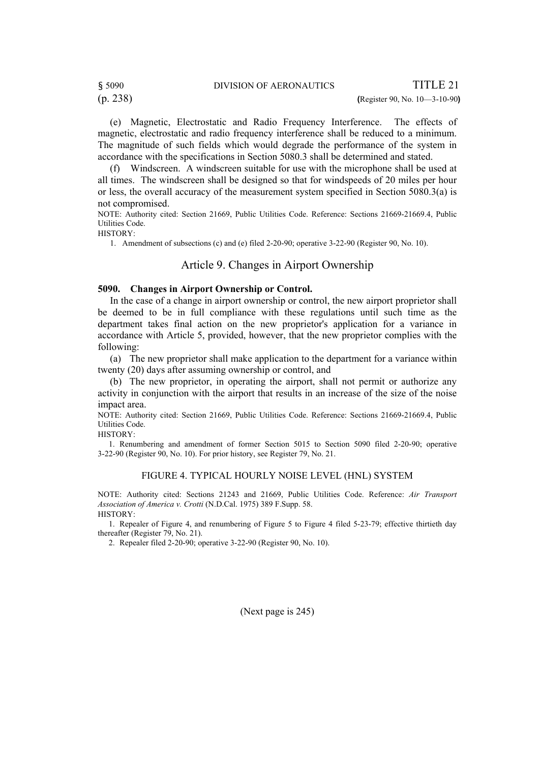(e) Magnetic, Electrostatic and Radio Frequency Interference. The effects of magnetic, electrostatic and radio frequency interference shall be reduced to a minimum. The magnitude of such fields which would degrade the performance of the system in accordance with the specifications in Section 5080.3 shall be determined and stated.

(f) Windscreen. A windscreen suitable for use with the microphone shall be used at all times. The windscreen shall be designed so that for windspeeds of 20 miles per hour or less, the overall accuracy of the measurement system specified in Section 5080.3(a) is not compromised.

NOTE: Authority cited: Section 21669, Public Utilities Code. Reference: Sections 21669-21669.4, Public Utilities Code.

HISTORY:

1. Amendment of subsections (c) and (e) filed 2-20-90; operative 3-22-90 (Register 90, No. 10).

## Article 9. Changes in Airport Ownership

### 5090. Changes in Airport Ownership or Control.

In the case of a change in airport ownership or control, the new airport proprietor shall be deemed to be in full compliance with these regulations until such time as the department takes final action on the new proprietor's application for a variance in accordance with Article 5, provided, however, that the new proprietor complies with the following:

(a) The new proprietor shall make application to the department for a variance within twenty (20) days after assuming ownership or control, and

(b) The new proprietor, in operating the airport, shall not permit or authorize any activity in conjunction with the airport that results in an increase of the size of the noise impact area.

NOTE: Authority cited: Section 21669, Public Utilities Code. Reference: Sections 21669-21669.4, Public Utilities Code.

HISTORY:

1. Renumbering and amendment of former Section 5015 to Section 5090 filed 2-20-90; operative 3-22-90 (Register 90, No. 10). For prior history, see Register 79, No. 21.

FIGURE 4. TYPICAL HOURLY NOISE LEVEL (HNL) SYSTEM

NOTE: Authority cited: Sections 21243 and 21669, Public Utilities Code. Reference: *Air Transport Association of America v. Crotti* (N.D.Cal. 1975) 389 F.Supp. 58.

HISTORY:

1. Repealer of Figure 4, and renumbering of Figure 5 to Figure 4 filed 5-23-79; effective thirtieth day thereafter (Register 79, No. 21).

2. Repealer filed 2-20-90; operative 3-22-90 (Register 90, No. 10).

(Next page is 245)